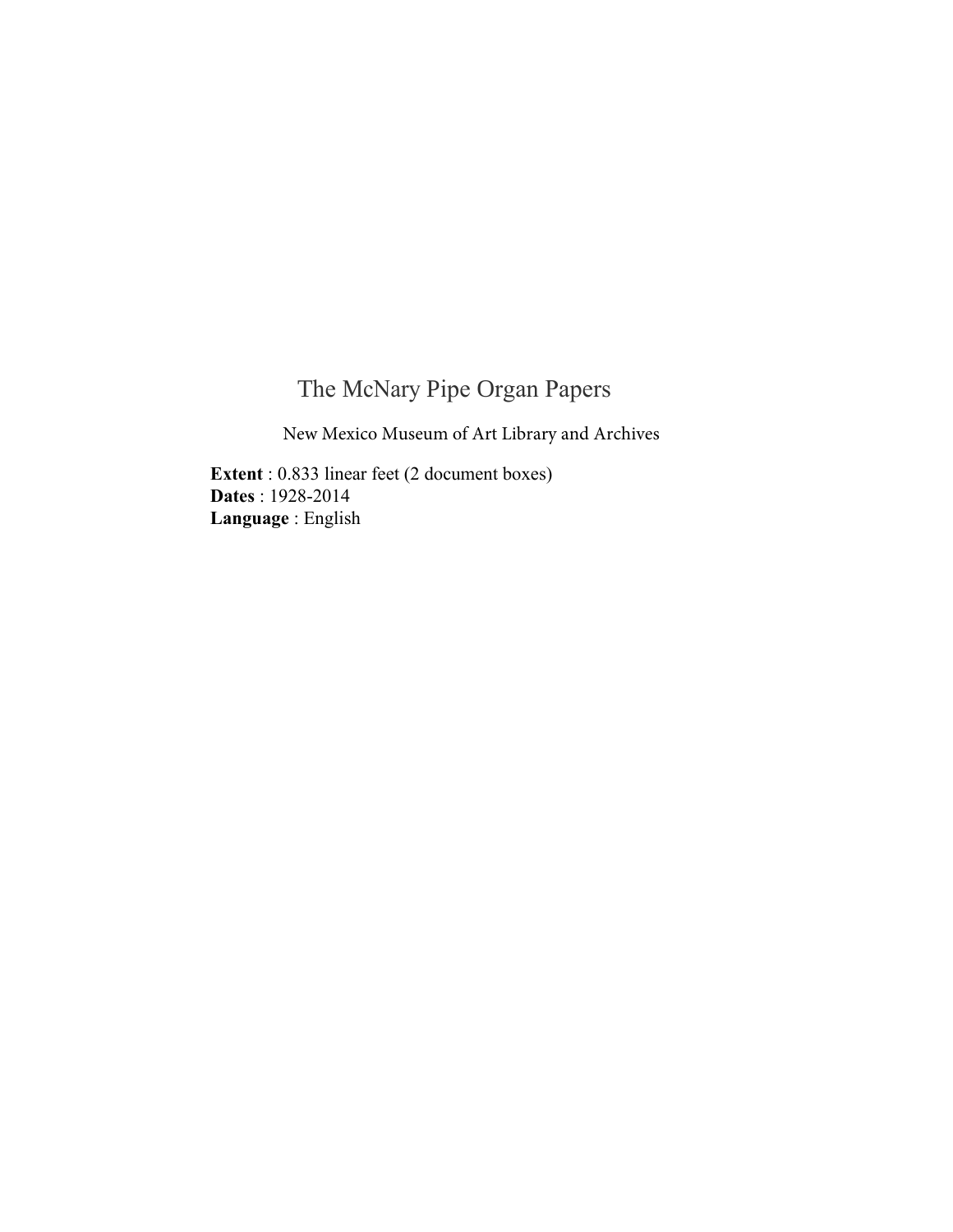# The McNary Pipe Organ Papers

New Mexico Museum of Art Library and Archives

**Extent** : 0.833 linear feet (2 document boxes)
**Dates** : 1928-2014
**Language** : English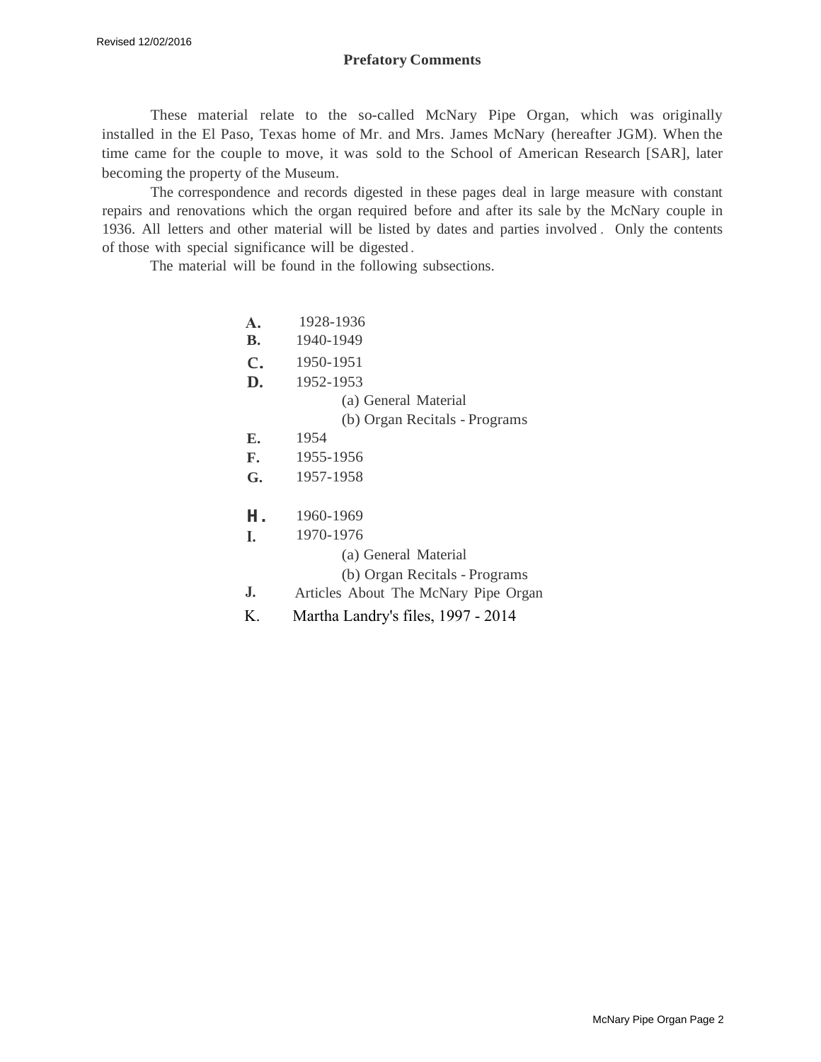Revised 12/02/2016

## Prefatory Comments

These material relate to the so-called McNary Pipe Organ, which was originally installed in the El Paso, Texas home of Mr. and Mrs. James McNary (hereafter JGM). When the time came for the couple to move, it was sold to the School of American Research [SAR], later becoming the property of the Museum.

The correspondence and records digested in these pages deal in large measure with constant repairs and renovations which the organ required before and after its sale by the McNary couple in 1936. All letters and other material will be listed by dates and parties involved. Only the contents of those with special significance will be digested.

The material will be found in the following subsections.

- **A.** 1928-1936
- **B.** 1940-1949
- **C.** 1950-1951
- **D.** 1952-1953
  - (a) General Material
  - (b) Organ Recitals - Programs
- **E.** 1954
- **F.** 1955-1956
- **G.** 1957-1958
- **H.** 1960-1969
- **I.** 1970-1976
  - (a) General Material
  - (b) Organ Recitals - Programs
- **J.** Articles About The McNary Pipe Organ
- K. Martha Landry's files, 1997 - 2014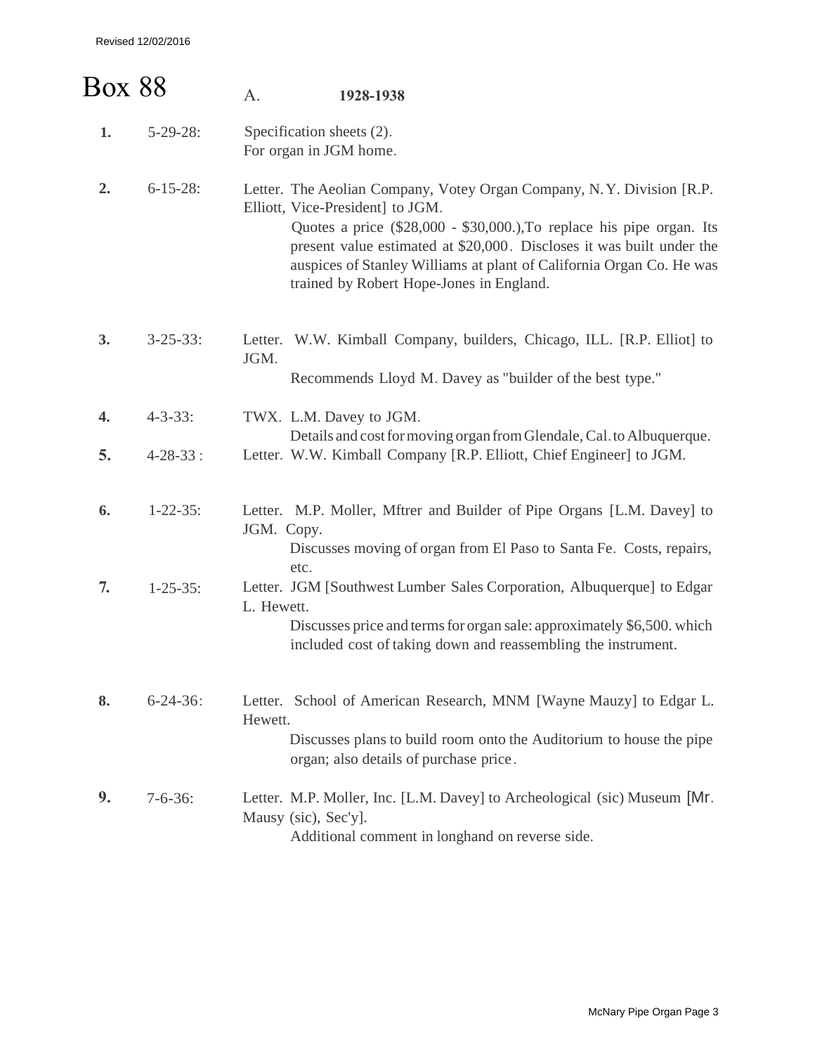# Box 88

## A. **1928-1938**

**1.** 5-29-28: Specification sheets (2).
For organ in JGM home.

**2.** 6-15-28: Letter. The Aeolian Company, Votey Organ Company, N.Y. Division [R.P. Elliott, Vice-President] to JGM.
Quotes a price ($28,000 - $30,000.),To replace his pipe organ. Its present value estimated at $20,000. Discloses it was built under the auspices of Stanley Williams at plant of California Organ Co. He was trained by Robert Hope-Jones in England.

**3.** 3-25-33: Letter. W.W. Kimball Company, builders, Chicago, ILL. [R.P. Elliot] to JGM.
Recommends Lloyd M. Davey as "builder of the best type."

**4.** 4-3-33: TWX. L.M. Davey to JGM.
Details and cost for moving organ from Glendale, Cal. to Albuquerque.

**5.** 4-28-33 : Letter. W.W. Kimball Company [R.P. Elliott, Chief Engineer] to JGM.

**6.** 1-22-35: Letter. M.P. Moller, Mftrer and Builder of Pipe Organs [L.M. Davey] to JGM. Copy.
Discusses moving of organ from El Paso to Santa Fe. Costs, repairs, etc.

**7.** 1-25-35: Letter. JGM [Southwest Lumber Sales Corporation, Albuquerque] to Edgar L. Hewett.
Discusses price and terms for organ sale: approximately $6,500. which included cost of taking down and reassembling the instrument.

**8.** 6-24-36: Letter. School of American Research, MNM [Wayne Mauzy] to Edgar L. Hewett.
Discusses plans to build room onto the Auditorium to house the pipe organ; also details of purchase price.

**9.** 7-6-36: Letter. M.P. Moller, Inc. [L.M. Davey] to Archeological (sic) Museum [Mr. Mausy (sic), Sec'y].
Additional comment in longhand on reverse side.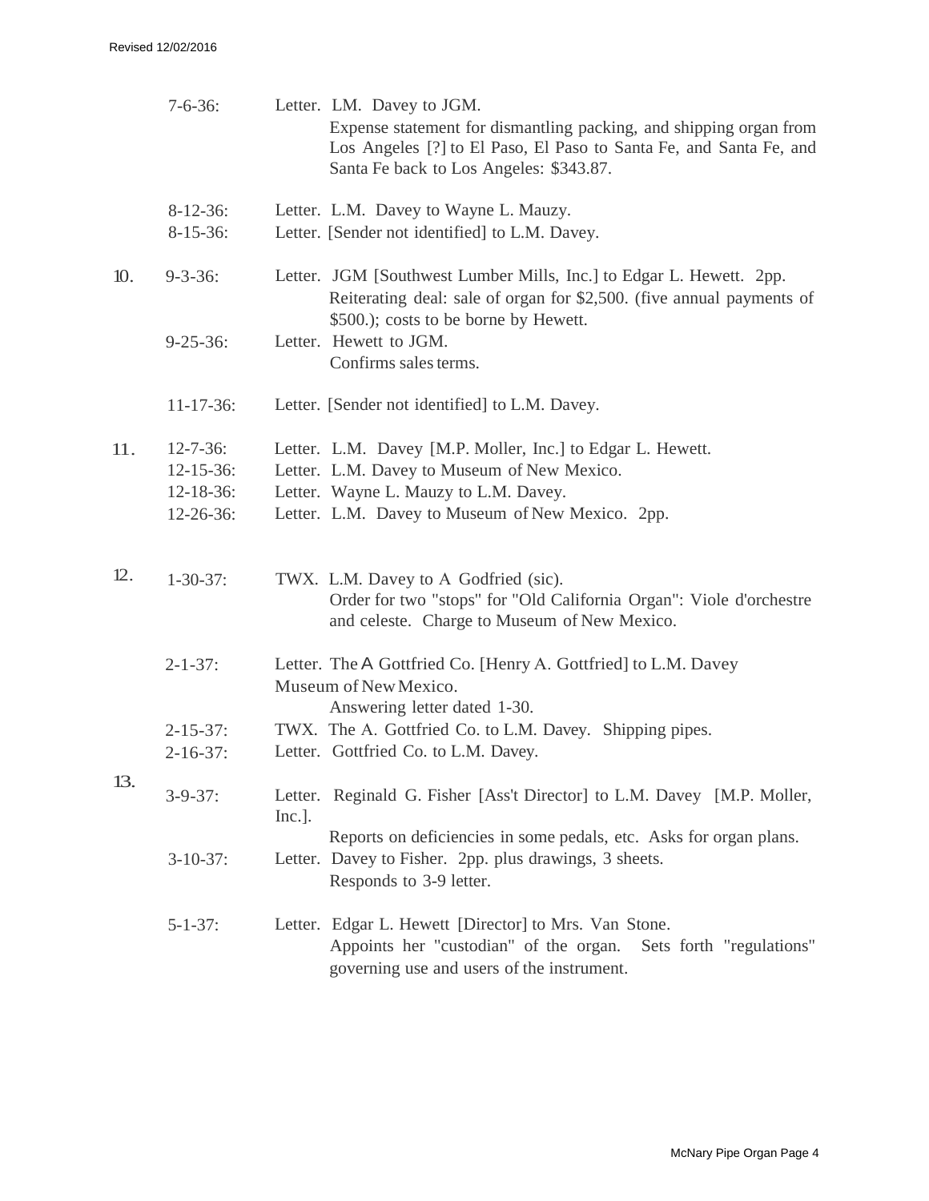7-6-36: Letter. LM. Davey to JGM.
Expense statement for dismantling packing, and shipping organ from Los Angeles [?] to El Paso, El Paso to Santa Fe, and Santa Fe, and Santa Fe back to Los Angeles: $343.87.

8-12-36: Letter. L.M. Davey to Wayne L. Mauzy.
8-15-36: Letter. [Sender not identified] to L.M. Davey.

10. 9-3-36: Letter. JGM [Southwest Lumber Mills, Inc.] to Edgar L. Hewett. 2pp.
Reiterating deal: sale of organ for $2,500. (five annual payments of $500.); costs to be borne by Hewett.
9-25-36: Letter. Hewett to JGM.
Confirms sales terms.

11-17-36: Letter. [Sender not identified] to L.M. Davey.

11. 12-7-36: Letter. L.M. Davey [M.P. Moller, Inc.] to Edgar L. Hewett.
12-15-36: Letter. L.M. Davey to Museum of New Mexico.
12-18-36: Letter. Wayne L. Mauzy to L.M. Davey.
12-26-36: Letter. L.M. Davey to Museum of New Mexico. 2pp.

12. 1-30-37: TWX. L.M. Davey to A Godfried (sic).
Order for two "stops" for "Old California Organ": Viole d'orchestre and celeste. Charge to Museum of New Mexico.

2-1-37: Letter. The A Gottfried Co. [Henry A. Gottfried] to L.M. Davey Museum of New Mexico.
Answering letter dated 1-30.
2-15-37: TWX. The A. Gottfried Co. to L.M. Davey. Shipping pipes.
2-16-37: Letter. Gottfried Co. to L.M. Davey.

13. 3-9-37: Letter. Reginald G. Fisher [Ass't Director] to L.M. Davey [M.P. Moller, Inc.].
Reports on deficiencies in some pedals, etc. Asks for organ plans.
3-10-37: Letter. Davey to Fisher. 2pp. plus drawings, 3 sheets.
Responds to 3-9 letter.

5-1-37: Letter. Edgar L. Hewett [Director] to Mrs. Van Stone.
Appoints her "custodian" of the organ. Sets forth "regulations" governing use and users of the instrument.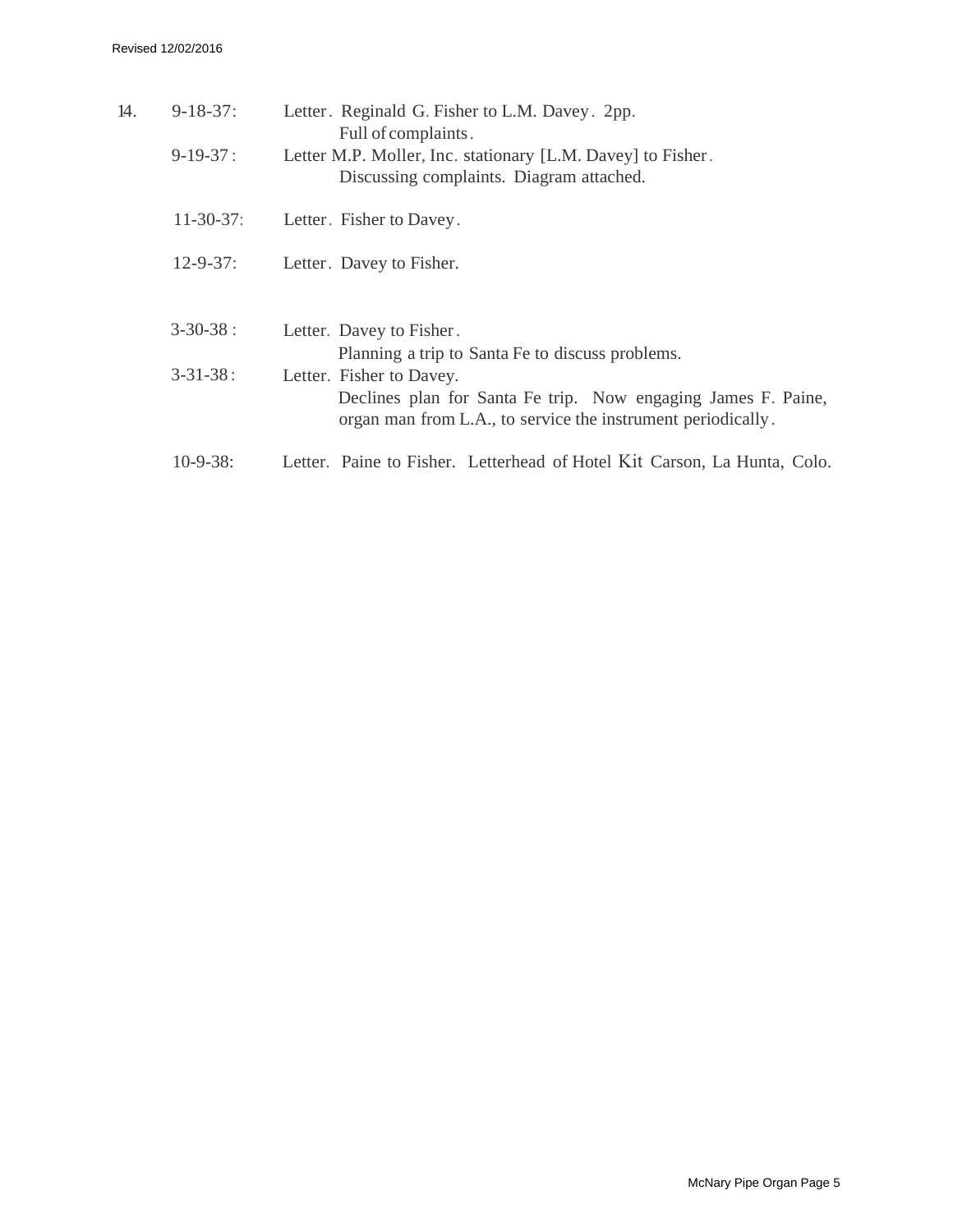14. 9-18-37: Letter. Reginald G. Fisher to L.M. Davey. 2pp.
    Full of complaints.

    9-19-37: Letter M.P. Moller, Inc. stationary [L.M. Davey] to Fisher.
    Discussing complaints. Diagram attached.

    11-30-37: Letter. Fisher to Davey.

    12-9-37: Letter. Davey to Fisher.

    3-30-38: Letter. Davey to Fisher.
    Planning a trip to Santa Fe to discuss problems.

    3-31-38: Letter. Fisher to Davey.
    Declines plan for Santa Fe trip. Now engaging James F. Paine, organ man from L.A., to service the instrument periodically.

    10-9-38: Letter. Paine to Fisher. Letterhead of Hotel Kit Carson, La Hunta, Colo.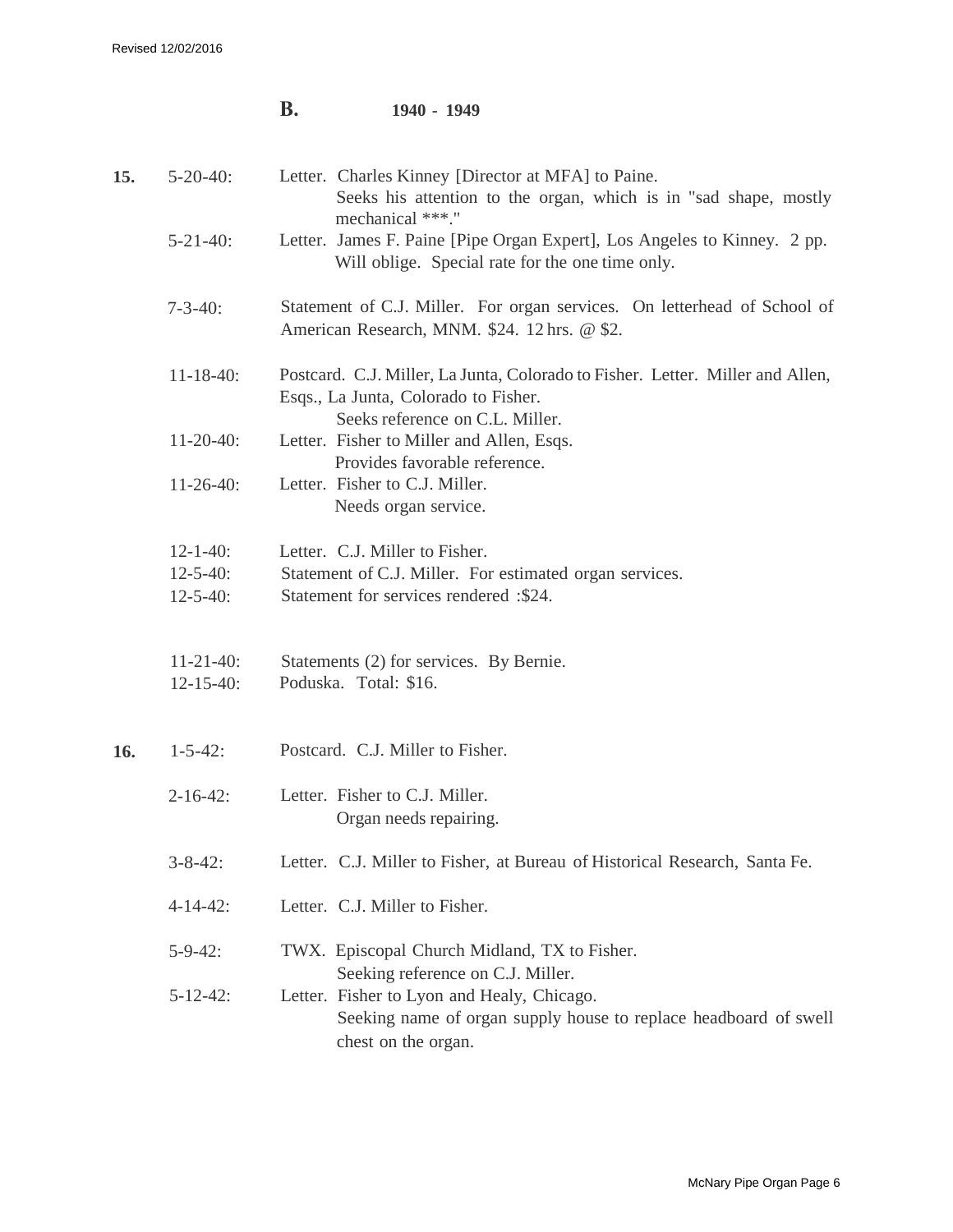## B. 1940 - 1949

**15.**

5-20-40: Letter. Charles Kinney [Director at MFA] to Paine.
Seeks his attention to the organ, which is in "sad shape, mostly mechanical ***."

5-21-40: Letter. James F. Paine [Pipe Organ Expert], Los Angeles to Kinney. 2 pp.
Will oblige. Special rate for the one time only.

7-3-40: Statement of C.J. Miller. For organ services. On letterhead of School of American Research, MNM. $24. 12 hrs. @ $2.

11-18-40: Postcard. C.J. Miller, La Junta, Colorado to Fisher. Letter. Miller and Allen, Esqs., La Junta, Colorado to Fisher.
Seeks reference on C.L. Miller.

11-20-40: Letter. Fisher to Miller and Allen, Esqs.
Provides favorable reference.

11-26-40: Letter. Fisher to C.J. Miller.
Needs organ service.

12-1-40: Letter. C.J. Miller to Fisher.

12-5-40: Statement of C.J. Miller. For estimated organ services.

12-5-40: Statement for services rendered :$24.

11-21-40: Statements (2) for services. By Bernie.

12-15-40: Poduska. Total: $16.

**16.**

1-5-42: Postcard. C.J. Miller to Fisher.

2-16-42: Letter. Fisher to C.J. Miller.
Organ needs repairing.

3-8-42: Letter. C.J. Miller to Fisher, at Bureau of Historical Research, Santa Fe.

4-14-42: Letter. C.J. Miller to Fisher.

5-9-42: TWX. Episcopal Church Midland, TX to Fisher.
Seeking reference on C.J. Miller.

5-12-42: Letter. Fisher to Lyon and Healy, Chicago.
Seeking name of organ supply house to replace headboard of swell chest on the organ.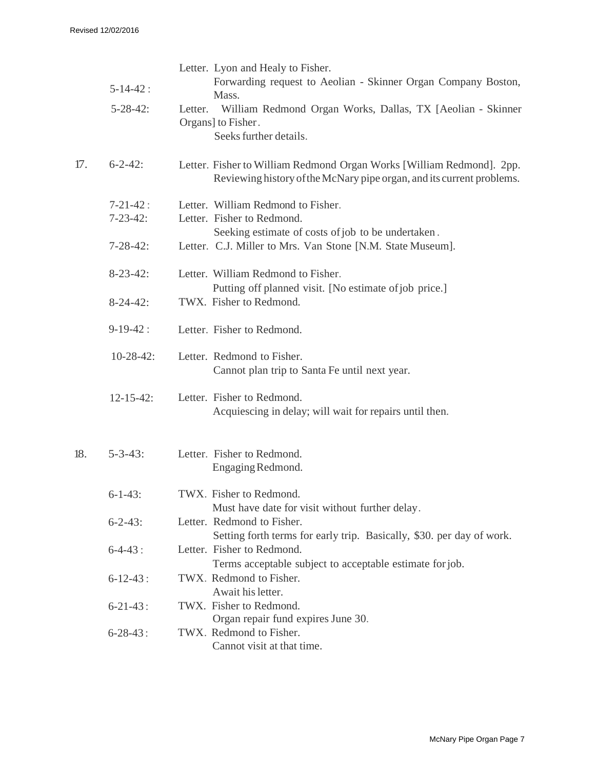Revised 12/02/2016

5-14-42: Letter. Lyon and Healy to Fisher.
Forwarding request to Aeolian - Skinner Organ Company Boston, Mass.

5-28-42: Letter. William Redmond Organ Works, Dallas, TX [Aeolian - Skinner Organs] to Fisher.
Seeks further details.

17. 6-2-42: Letter. Fisher to William Redmond Organ Works [William Redmond]. 2pp.
Reviewing history of the McNary pipe organ, and its current problems.

7-21-42: Letter. William Redmond to Fisher.

7-23-42: Letter. Fisher to Redmond.
Seeking estimate of costs of job to be undertaken.

7-28-42: Letter. C.J. Miller to Mrs. Van Stone [N.M. State Museum].

8-23-42: Letter. William Redmond to Fisher.
Putting off planned visit. [No estimate of job price.]

8-24-42: TWX. Fisher to Redmond.

9-19-42: Letter. Fisher to Redmond.

10-28-42: Letter. Redmond to Fisher.
Cannot plan trip to Santa Fe until next year.

12-15-42: Letter. Fisher to Redmond.
Acquiescing in delay; will wait for repairs until then.

18. 5-3-43: Letter. Fisher to Redmond.
Engaging Redmond.

6-1-43: TWX. Fisher to Redmond.
Must have date for visit without further delay.

6-2-43: Letter. Redmond to Fisher.
Setting forth terms for early trip. Basically, $30. per day of work.

6-4-43: Letter. Fisher to Redmond.
Terms acceptable subject to acceptable estimate for job.

6-12-43: TWX. Redmond to Fisher.
Await his letter.

6-21-43: TWX. Fisher to Redmond.
Organ repair fund expires June 30.

6-28-43: TWX. Redmond to Fisher.
Cannot visit at that time.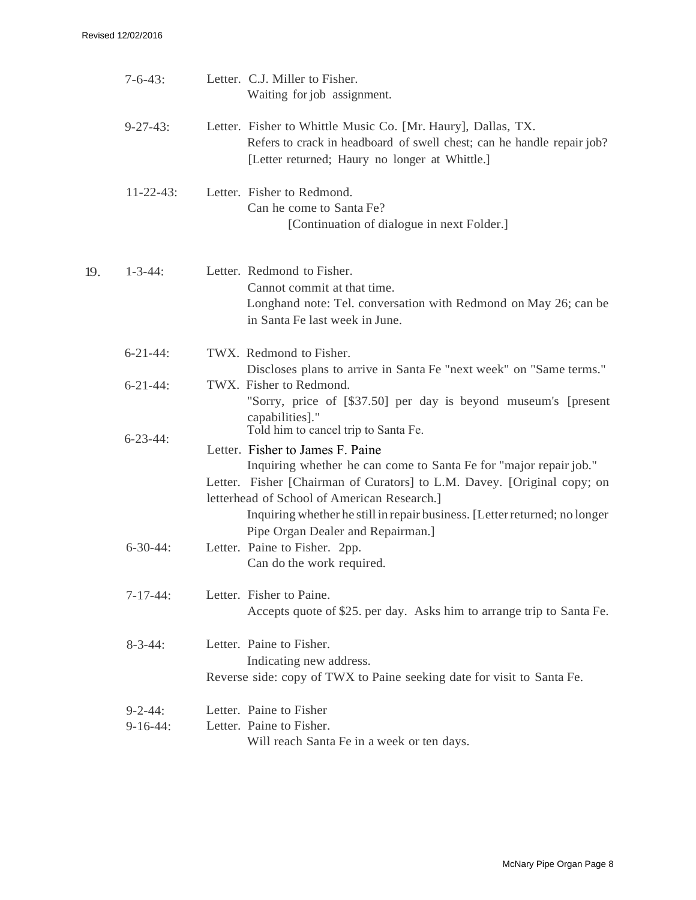7-6-43: Letter. C.J. Miller to Fisher.
Waiting for job assignment.

9-27-43: Letter. Fisher to Whittle Music Co. [Mr. Haury], Dallas, TX.
Refers to crack in headboard of swell chest; can he handle repair job? [Letter returned; Haury no longer at Whittle.]

11-22-43: Letter. Fisher to Redmond.
Can he come to Santa Fe?
[Continuation of dialogue in next Folder.]

19. 1-3-44: Letter. Redmond to Fisher.
Cannot commit at that time.
Longhand note: Tel. conversation with Redmond on May 26; can be in Santa Fe last week in June.

6-21-44: TWX. Redmond to Fisher.
Discloses plans to arrive in Santa Fe "next week" on "Same terms."

6-21-44: TWX. Fisher to Redmond.
"Sorry, price of [$37.50] per day is beyond museum's [present capabilities]."
Told him to cancel trip to Santa Fe.

6-23-44: Letter. Fisher to James F. Paine
Inquiring whether he can come to Santa Fe for "major repair job."

Letter. Fisher [Chairman of Curators] to L.M. Davey. [Original copy; on letterhead of School of American Research.]
Inquiring whether he still in repair business. [Letter returned; no longer Pipe Organ Dealer and Repairman.]

6-30-44: Letter. Paine to Fisher. 2pp.
Can do the work required.

7-17-44: Letter. Fisher to Paine.
Accepts quote of $25. per day. Asks him to arrange trip to Santa Fe.

8-3-44: Letter. Paine to Fisher.
Indicating new address.
Reverse side: copy of TWX to Paine seeking date for visit to Santa Fe.

9-2-44: Letter. Paine to Fisher

9-16-44: Letter. Paine to Fisher.
Will reach Santa Fe in a week or ten days.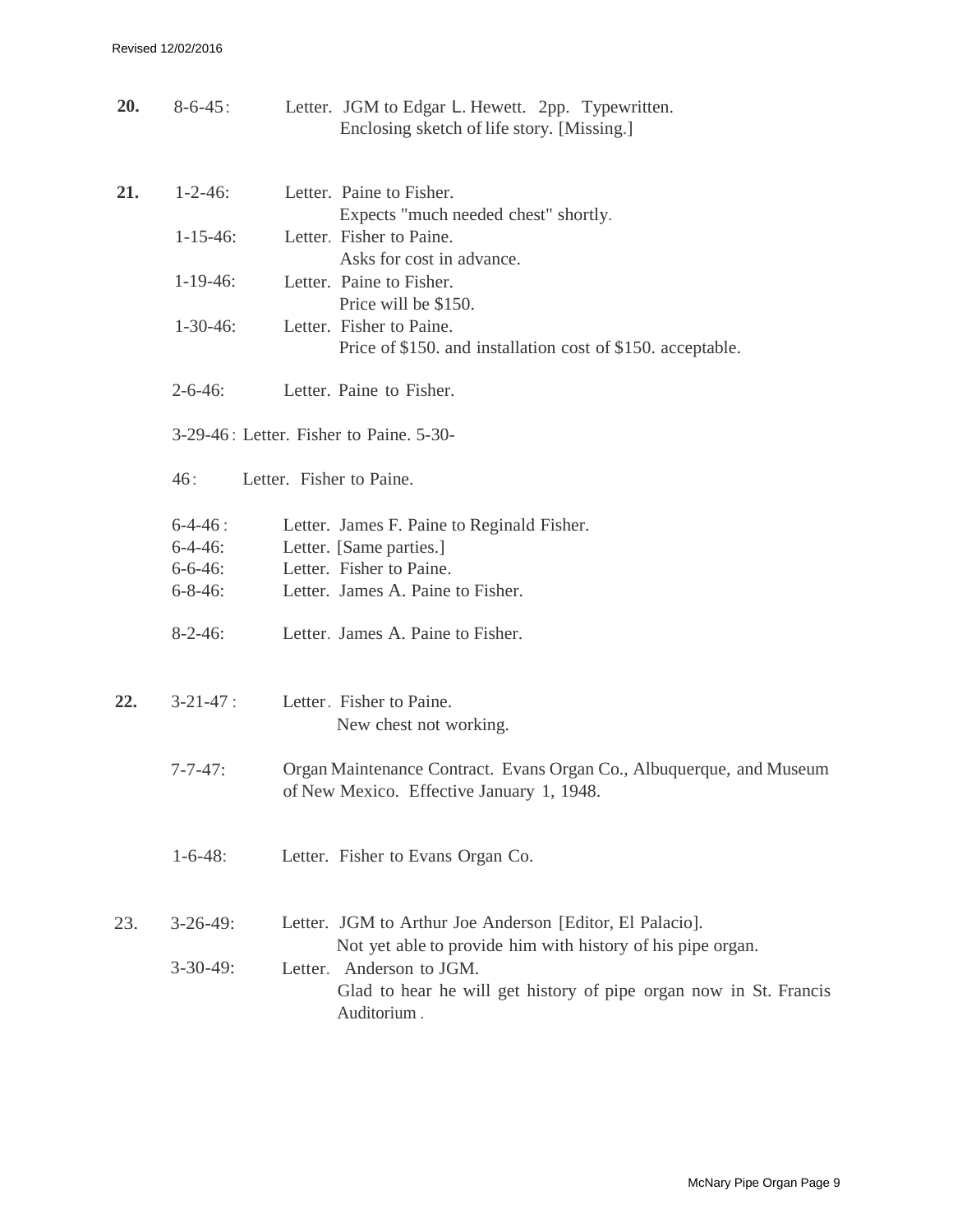**20.** 8-6-45: Letter. JGM to Edgar L. Hewett. 2pp. Typewritten.
Enclosing sketch of life story. [Missing.]

**21.** 1-2-46: Letter. Paine to Fisher.
Expects "much needed chest" shortly.

1-15-46: Letter. Fisher to Paine.
Asks for cost in advance.

1-19-46: Letter. Paine to Fisher.
Price will be $150.

1-30-46: Letter. Fisher to Paine.
Price of $150. and installation cost of $150. acceptable.

2-6-46: Letter. Paine to Fisher.

3-29-46: Letter. Fisher to Paine. 5-30-

46: Letter. Fisher to Paine.

6-4-46: Letter. James F. Paine to Reginald Fisher.
6-4-46: Letter. [Same parties.]
6-6-46: Letter. Fisher to Paine.
6-8-46: Letter. James A. Paine to Fisher.

8-2-46: Letter. James A. Paine to Fisher.

**22.** 3-21-47: Letter. Fisher to Paine.
New chest not working.

7-7-47: Organ Maintenance Contract. Evans Organ Co., Albuquerque, and Museum of New Mexico. Effective January 1, 1948.

1-6-48: Letter. Fisher to Evans Organ Co.

23. 3-26-49: Letter. JGM to Arthur Joe Anderson [Editor, El Palacio].
Not yet able to provide him with history of his pipe organ.

3-30-49: Letter. Anderson to JGM.
Glad to hear he will get history of pipe organ now in St. Francis Auditorium.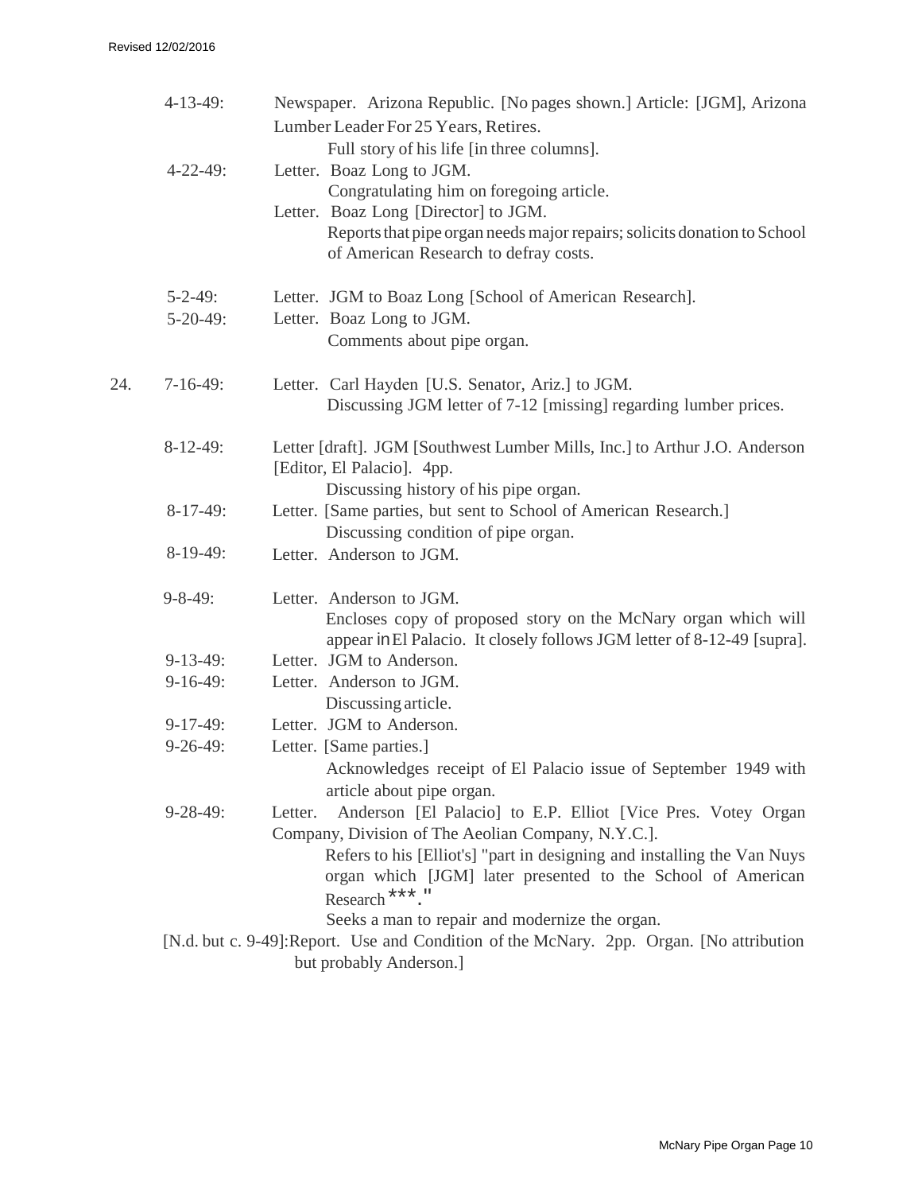4-13-49: Newspaper. Arizona Republic. [No pages shown.] Article: [JGM], Arizona Lumber Leader For 25 Years, Retires.
  Full story of his life [in three columns].

4-22-49: Letter. Boaz Long to JGM.
  Congratulating him on foregoing article.

Letter. Boaz Long [Director] to JGM.
  Reports that pipe organ needs major repairs; solicits donation to School of American Research to defray costs.

5-2-49: Letter. JGM to Boaz Long [School of American Research].

5-20-49: Letter. Boaz Long to JGM.
  Comments about pipe organ.

24. 7-16-49: Letter. Carl Hayden [U.S. Senator, Ariz.] to JGM.
  Discussing JGM letter of 7-12 [missing] regarding lumber prices.

8-12-49: Letter [draft]. JGM [Southwest Lumber Mills, Inc.] to Arthur J.O. Anderson [Editor, El Palacio]. 4pp.
  Discussing history of his pipe organ.

8-17-49: Letter. [Same parties, but sent to School of American Research.]
  Discussing condition of pipe organ.

8-19-49: Letter. Anderson to JGM.

9-8-49: Letter. Anderson to JGM.
  Encloses copy of proposed story on the McNary organ which will appear in El Palacio. It closely follows JGM letter of 8-12-49 [supra].

9-13-49: Letter. JGM to Anderson.

9-16-49: Letter. Anderson to JGM.
  Discussing article.

9-17-49: Letter. JGM to Anderson.

9-26-49: Letter. [Same parties.]
  Acknowledges receipt of El Palacio issue of September 1949 with article about pipe organ.

9-28-49: Letter. Anderson [El Palacio] to E.P. Elliot [Vice Pres. Votey Organ Company, Division of The Aeolian Company, N.Y.C.].
  Refers to his [Elliot's] "part in designing and installing the Van Nuys organ which [JGM] later presented to the School of American Research ***."
  Seeks a man to repair and modernize the organ.

[N.d. but c. 9-49]: Report. Use and Condition of the McNary. 2pp. Organ. [No attribution but probably Anderson.]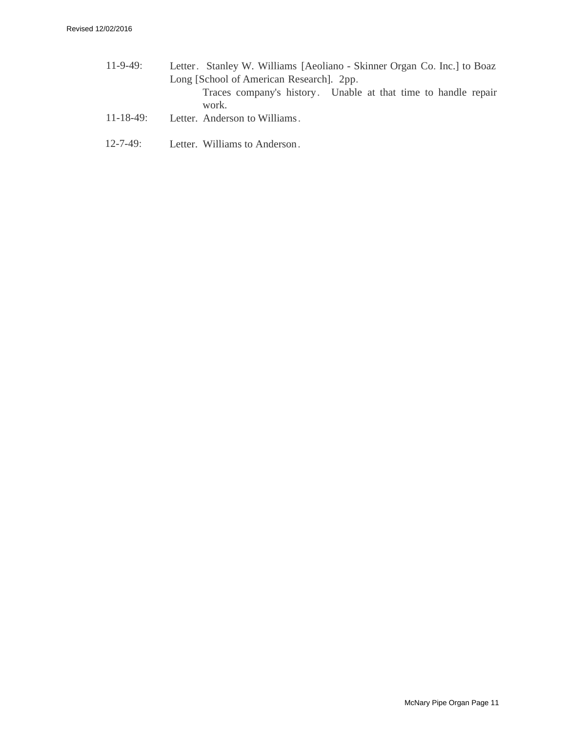11-9-49: Letter. Stanley W. Williams [Aeoliano - Skinner Organ Co. Inc.] to Boaz Long [School of American Research]. 2pp.

Traces company's history. Unable at that time to handle repair work.

11-18-49: Letter. Anderson to Williams.

12-7-49: Letter. Williams to Anderson.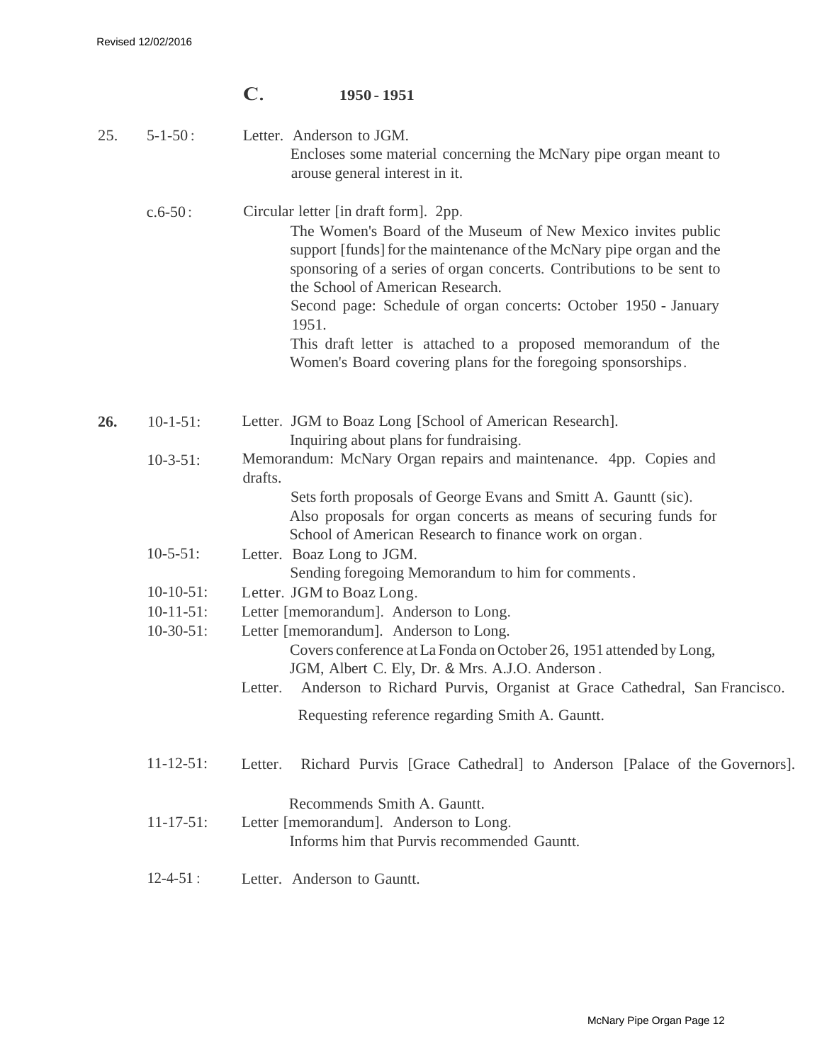## C. 1950 - 1951

25. 5-1-50 : Letter. Anderson to JGM.
  Encloses some material concerning the McNary pipe organ meant to arouse general interest in it.

 c.6-50 : Circular letter [in draft form]. 2pp.
  The Women's Board of the Museum of New Mexico invites public support [funds] for the maintenance of the McNary pipe organ and the sponsoring of a series of organ concerts. Contributions to be sent to the School of American Research.
  Second page: Schedule of organ concerts: October 1950 - January 1951.
  This draft letter is attached to a proposed memorandum of the Women's Board covering plans for the foregoing sponsorships.

**26.** 10-1-51: Letter. JGM to Boaz Long [School of American Research].
  Inquiring about plans for fundraising.

 10-3-51: Memorandum: McNary Organ repairs and maintenance. 4pp. Copies and drafts.
  Sets forth proposals of George Evans and Smitt A. Gauntt (sic).
  Also proposals for organ concerts as means of securing funds for School of American Research to finance work on organ.

 10-5-51: Letter. Boaz Long to JGM.
  Sending foregoing Memorandum to him for comments.

 10-10-51: Letter. JGM to Boaz Long.

 10-11-51: Letter [memorandum]. Anderson to Long.

 10-30-51: Letter [memorandum]. Anderson to Long.
  Covers conference at La Fonda on October 26, 1951 attended by Long, JGM, Albert C. Ely, Dr. & Mrs. A.J.O. Anderson.
  Letter. Anderson to Richard Purvis, Organist at Grace Cathedral, San Francisco.
  Requesting reference regarding Smith A. Gauntt.

 11-12-51: Letter. Richard Purvis [Grace Cathedral] to Anderson [Palace of the Governors].
  Recommends Smith A. Gauntt.

 11-17-51: Letter [memorandum]. Anderson to Long.
  Informs him that Purvis recommended Gauntt.

 12-4-51 : Letter. Anderson to Gauntt.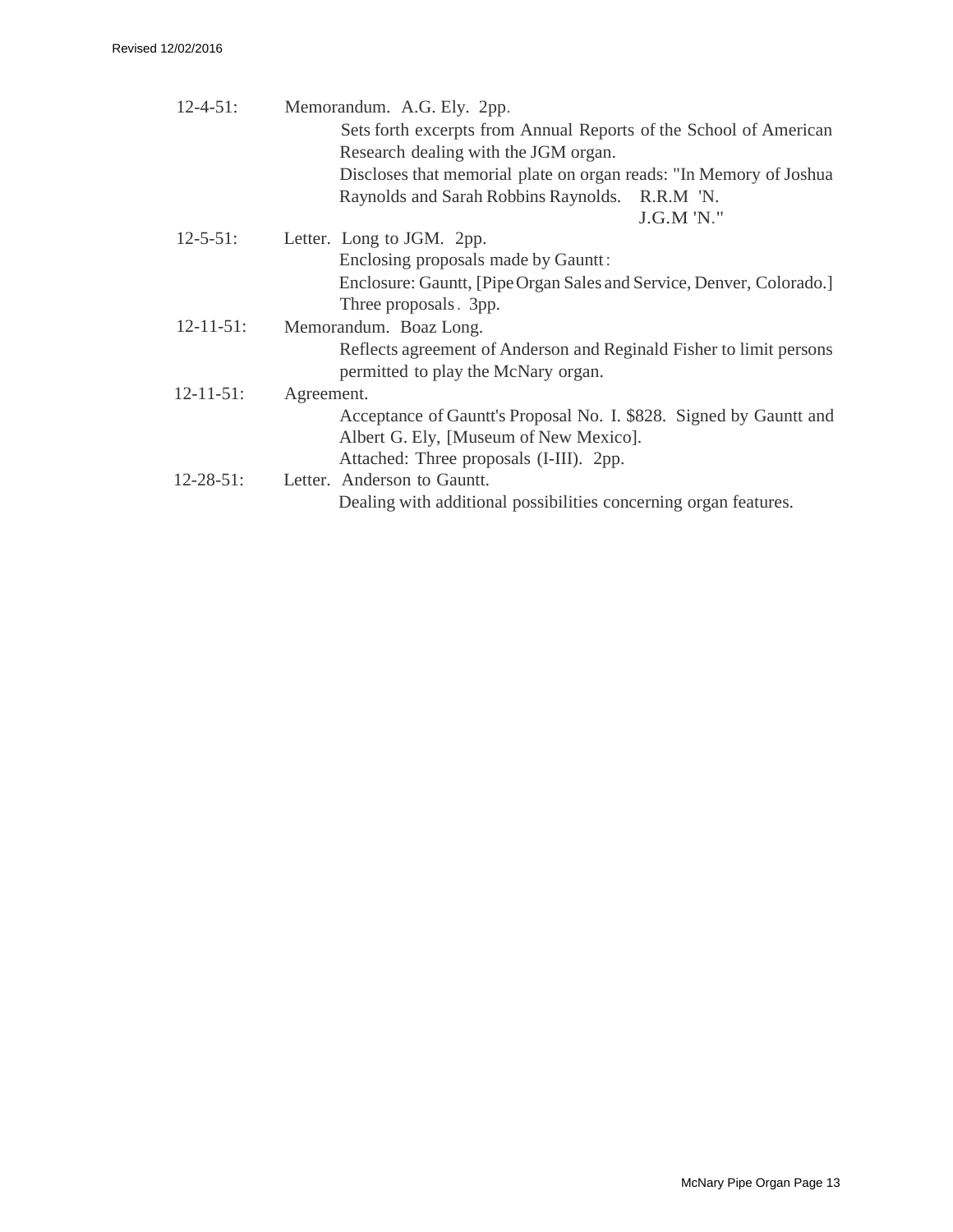12-4-51: Memorandum. A.G. Ely. 2pp.

Sets forth excerpts from Annual Reports of the School of American Research dealing with the JGM organ.

Discloses that memorial plate on organ reads: "In Memory of Joshua Raynolds and Sarah Robbins Raynolds. R.R.M 'N.
J.G.M 'N."

12-5-51: Letter. Long to JGM. 2pp.

Enclosing proposals made by Gauntt:

Enclosure: Gauntt, [Pipe Organ Sales and Service, Denver, Colorado.] Three proposals. 3pp.

12-11-51: Memorandum. Boaz Long.

Reflects agreement of Anderson and Reginald Fisher to limit persons permitted to play the McNary organ.

12-11-51: Agreement.

Acceptance of Gauntt's Proposal No. I. $828. Signed by Gauntt and Albert G. Ely, [Museum of New Mexico].

Attached: Three proposals (I-III). 2pp.

12-28-51: Letter. Anderson to Gauntt.

Dealing with additional possibilities concerning organ features.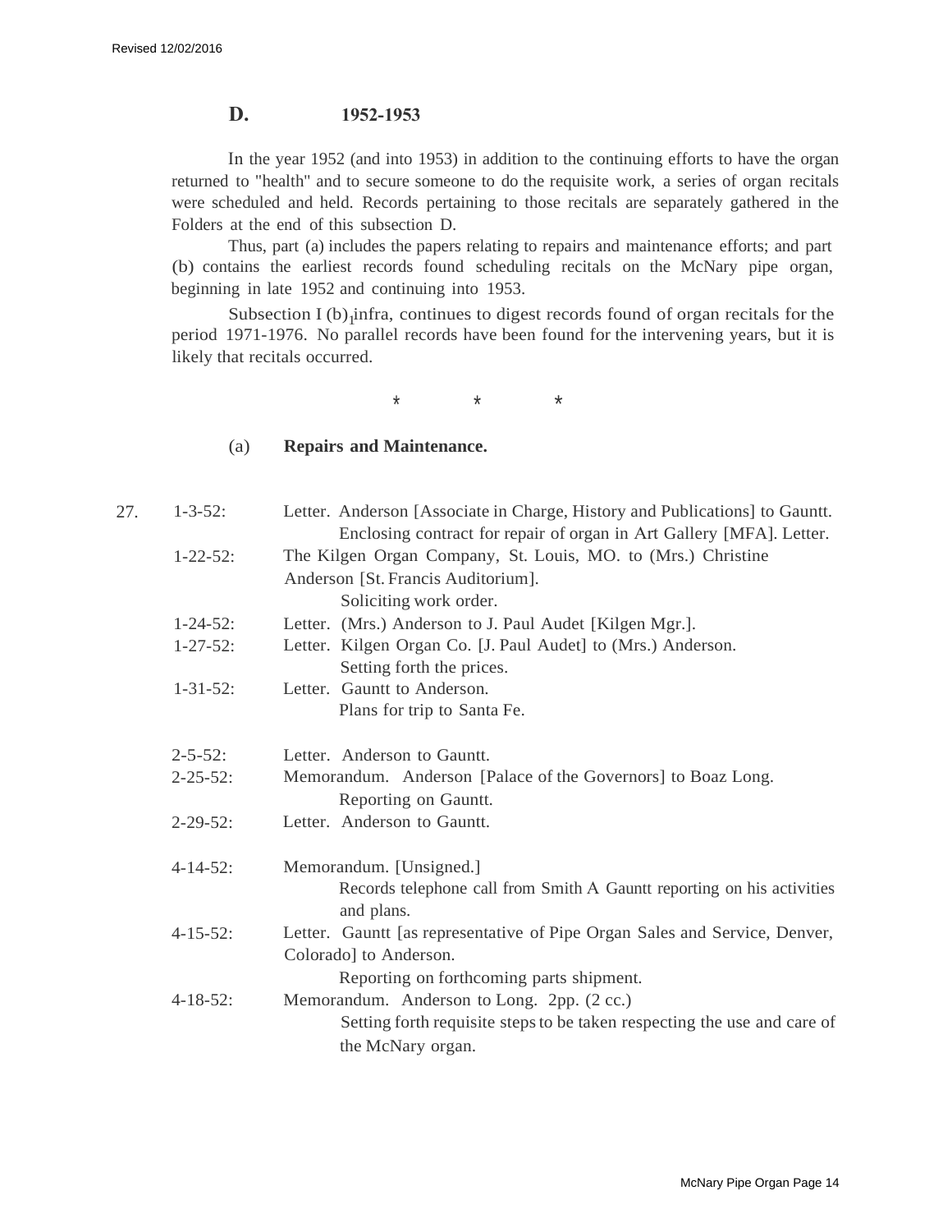## D. 1952-1953

In the year 1952 (and into 1953) in addition to the continuing efforts to have the organ returned to "health" and to secure someone to do the requisite work, a series of organ recitals were scheduled and held. Records pertaining to those recitals are separately gathered in the Folders at the end of this subsection D.

Thus, part (a) includes the papers relating to repairs and maintenance efforts; and part (b) contains the earliest records found scheduling recitals on the McNary pipe organ, beginning in late 1952 and continuing into 1953.

Subsection I (b)[1] infra, continues to digest records found of organ recitals for the period 1971-1976. No parallel records have been found for the intervening years, but it is likely that recitals occurred.

\* \* \*

### (a) Repairs and Maintenance.

27.

1-3-52: Letter. Anderson [Associate in Charge, History and Publications] to Gauntt.
Enclosing contract for repair of organ in Art Gallery [MFA]. Letter.

1-22-52: The Kilgen Organ Company, St. Louis, MO. to (Mrs.) Christine Anderson [St. Francis Auditorium].
Soliciting work order.

1-24-52: Letter. (Mrs.) Anderson to J. Paul Audet [Kilgen Mgr.].

1-27-52: Letter. Kilgen Organ Co. [J. Paul Audet] to (Mrs.) Anderson.
Setting forth the prices.

1-31-52: Letter. Gauntt to Anderson.
Plans for trip to Santa Fe.

2-5-52: Letter. Anderson to Gauntt.

2-25-52: Memorandum. Anderson [Palace of the Governors] to Boaz Long.
Reporting on Gauntt.

2-29-52: Letter. Anderson to Gauntt.

4-14-52: Memorandum. [Unsigned.]
Records telephone call from Smith A Gauntt reporting on his activities and plans.

4-15-52: Letter. Gauntt [as representative of Pipe Organ Sales and Service, Denver, Colorado] to Anderson.
Reporting on forthcoming parts shipment.

4-18-52: Memorandum. Anderson to Long. 2pp. (2 cc.)
Setting forth requisite steps to be taken respecting the use and care of the McNary organ.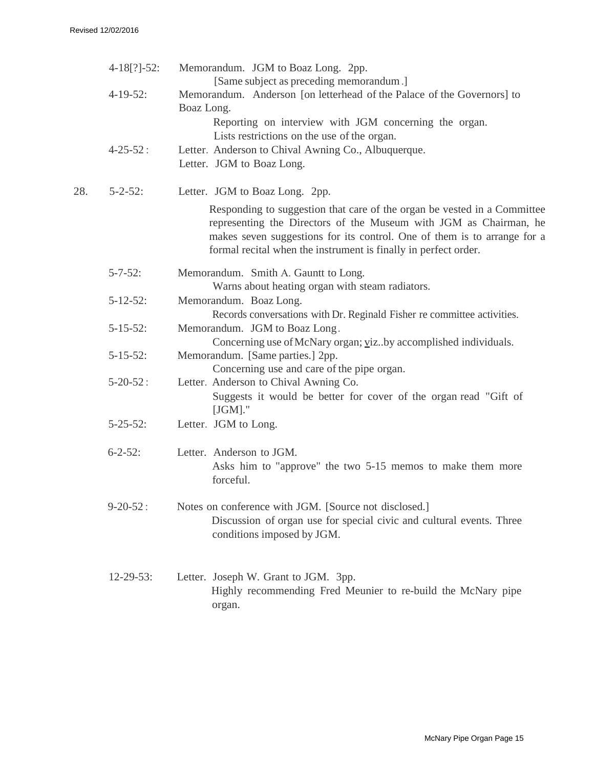4-18[?]-52: Memorandum. JGM to Boaz Long. 2pp.
[Same subject as preceding memorandum.]

4-19-52: Memorandum. Anderson [on letterhead of the Palace of the Governors] to Boaz Long.
Reporting on interview with JGM concerning the organ.
Lists restrictions on the use of the organ.

4-25-52: Letter. Anderson to Chival Awning Co., Albuquerque.
Letter. JGM to Boaz Long.

28. 5-2-52: Letter. JGM to Boaz Long. 2pp.

Responding to suggestion that care of the organ be vested in a Committee representing the Directors of the Museum with JGM as Chairman, he makes seven suggestions for its control. One of them is to arrange for a formal recital when the instrument is finally in perfect order.

5-7-52: Memorandum. Smith A. Gauntt to Long.
Warns about heating organ with steam radiators.

5-12-52: Memorandum. Boaz Long.
Records conversations with Dr. Reginald Fisher re committee activities.

5-15-52: Memorandum. JGM to Boaz Long.
Concerning use of McNary organ; viz..by accomplished individuals.

5-15-52: Memorandum. [Same parties.] 2pp.
Concerning use and care of the pipe organ.

5-20-52: Letter. Anderson to Chival Awning Co.
Suggests it would be better for cover of the organ read "Gift of [JGM]."

5-25-52: Letter. JGM to Long.

6-2-52: Letter. Anderson to JGM.
Asks him to "approve" the two 5-15 memos to make them more forceful.

9-20-52: Notes on conference with JGM. [Source not disclosed.]
Discussion of organ use for special civic and cultural events. Three conditions imposed by JGM.

12-29-53: Letter. Joseph W. Grant to JGM. 3pp.
Highly recommending Fred Meunier to re-build the McNary pipe organ.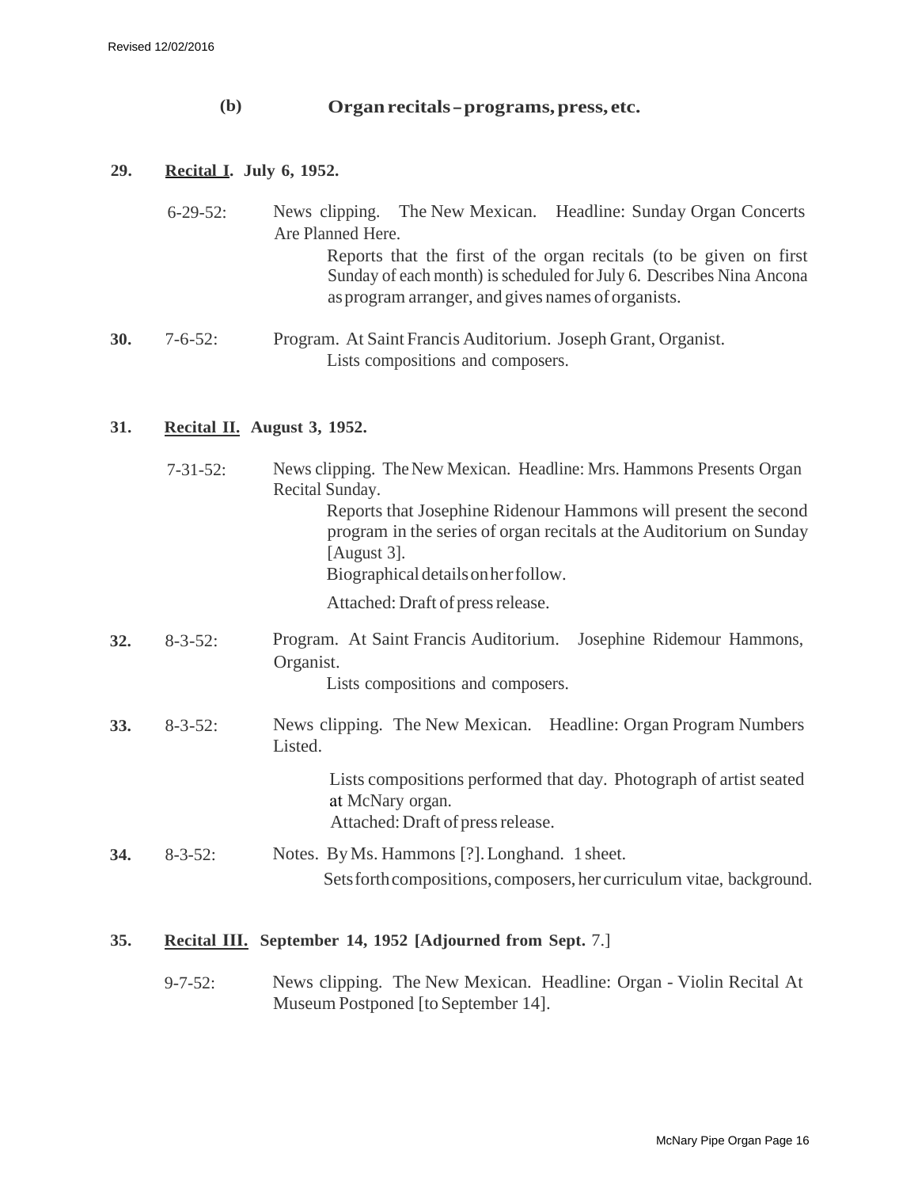### (b) Organ recitals – programs, press, etc.

**29. <u>Recital I</u>. July 6, 1952.**

6-29-52: News clipping. The New Mexican. Headline: Sunday Organ Concerts Are Planned Here.

Reports that the first of the organ recitals (to be given on first Sunday of each month) is scheduled for July 6. Describes Nina Ancona as program arranger, and gives names of organists.

**30.** 7-6-52: Program. At Saint Francis Auditorium. Joseph Grant, Organist.

Lists compositions and composers.

**31. <u>Recital II.</u> August 3, 1952.**

7-31-52: News clipping. The New Mexican. Headline: Mrs. Hammons Presents Organ Recital Sunday.

Reports that Josephine Ridenour Hammons will present the second program in the series of organ recitals at the Auditorium on Sunday [August 3].

Biographical details on her follow.

Attached: Draft of press release.

**32.** 8-3-52: Program. At Saint Francis Auditorium. Josephine Ridemour Hammons, Organist.

Lists compositions and composers.

**33.** 8-3-52: News clipping. The New Mexican. Headline: Organ Program Numbers Listed.

Lists compositions performed that day. Photograph of artist seated at McNary organ.

Attached: Draft of press release.

**34.** 8-3-52: Notes. By Ms. Hammons [?]. Longhand. 1 sheet.

Sets forth compositions, composers, her curriculum vitae, background.

**35. <u>Recital III.</u> September 14, 1952 [Adjourned from Sept.** 7.]

9-7-52: News clipping. The New Mexican. Headline: Organ - Violin Recital At Museum Postponed [to September 14].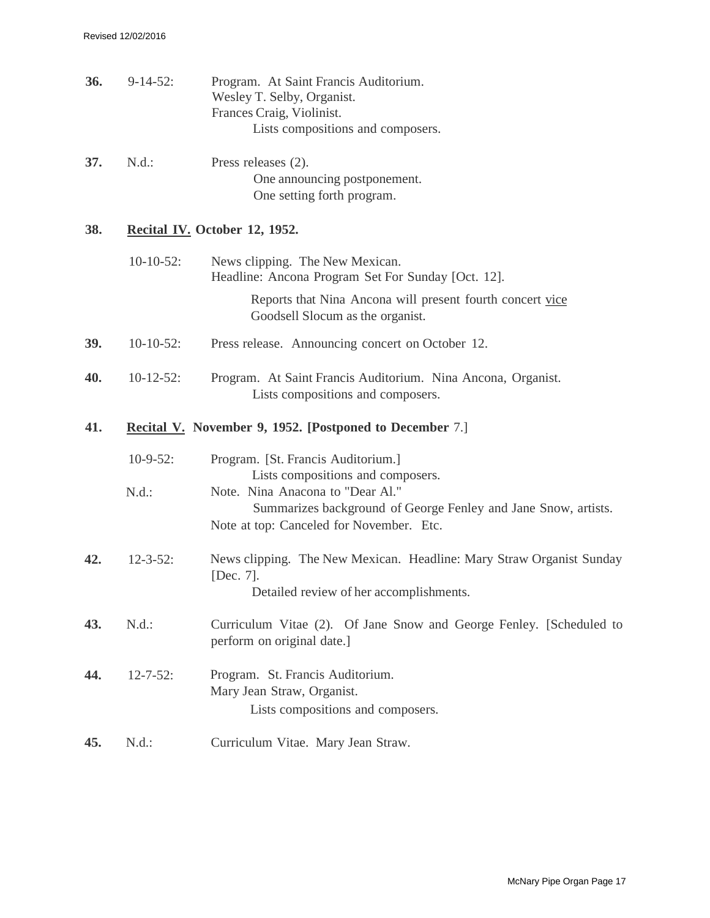**36.** 9-14-52: Program. At Saint Francis Auditorium.
Wesley T. Selby, Organist.
Frances Craig, Violinist.
Lists compositions and composers.

**37.** N.d.: Press releases (2).
One announcing postponement.
One setting forth program.

**38.** **Recital IV. October 12, 1952.**

10-10-52: News clipping. The New Mexican.
Headline: Ancona Program Set For Sunday [Oct. 12].

Reports that Nina Ancona will present fourth concert vice Goodsell Slocum as the organist.

**39.** 10-10-52: Press release. Announcing concert on October 12.

**40.** 10-12-52: Program. At Saint Francis Auditorium. Nina Ancona, Organist.
Lists compositions and composers.

**41.** **Recital V. November 9, 1952. [Postponed to December** 7.]

10-9-52: Program. [St. Francis Auditorium.]
Lists compositions and composers.

N.d.: Note. Nina Anacona to "Dear Al."
Summarizes background of George Fenley and Jane Snow, artists.
Note at top: Canceled for November. Etc.

**42.** 12-3-52: News clipping. The New Mexican. Headline: Mary Straw Organist Sunday [Dec. 7].
Detailed review of her accomplishments.

**43.** N.d.: Curriculum Vitae (2). Of Jane Snow and George Fenley. [Scheduled to perform on original date.]

**44.** 12-7-52: Program. St. Francis Auditorium.
Mary Jean Straw, Organist.
Lists compositions and composers.

**45.** N.d.: Curriculum Vitae. Mary Jean Straw.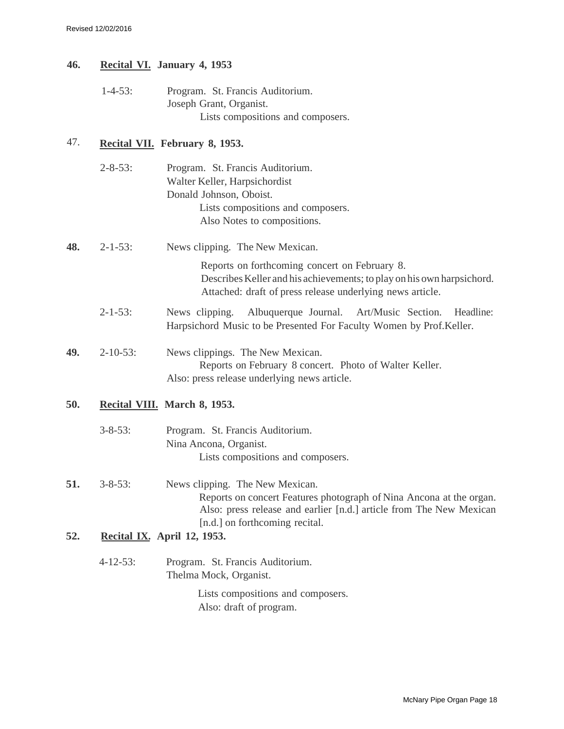**46. Recital VI. January 4, 1953**

1-4-53: Program. St. Francis Auditorium.
Joseph Grant, Organist.
Lists compositions and composers.

**47. Recital VII. February 8, 1953.**

2-8-53: Program. St. Francis Auditorium.
Walter Keller, Harpsichordist
Donald Johnson, Oboist.
Lists compositions and composers.
Also Notes to compositions.

**48.** 2-1-53: News clipping. The New Mexican.

Reports on forthcoming concert on February 8.
Describes Keller and his achievements; to play on his own harpsichord.
Attached: draft of press release underlying news article.

2-1-53: News clipping. Albuquerque Journal. Art/Music Section. Headline: Harpsichord Music to be Presented For Faculty Women by Prof.Keller.

**49.** 2-10-53: News clippings. The New Mexican.
Reports on February 8 concert. Photo of Walter Keller.
Also: press release underlying news article.

**50. Recital VIII. March 8, 1953.**

3-8-53: Program. St. Francis Auditorium.
Nina Ancona, Organist.
Lists compositions and composers.

**51.** 3-8-53: News clipping. The New Mexican.
Reports on concert Features photograph of Nina Ancona at the organ.
Also: press release and earlier [n.d.] article from The New Mexican [n.d.] on forthcoming recital.

**52. Recital IX. April 12, 1953.**

4-12-53: Program. St. Francis Auditorium.
Thelma Mock, Organist.

Lists compositions and composers.
Also: draft of program.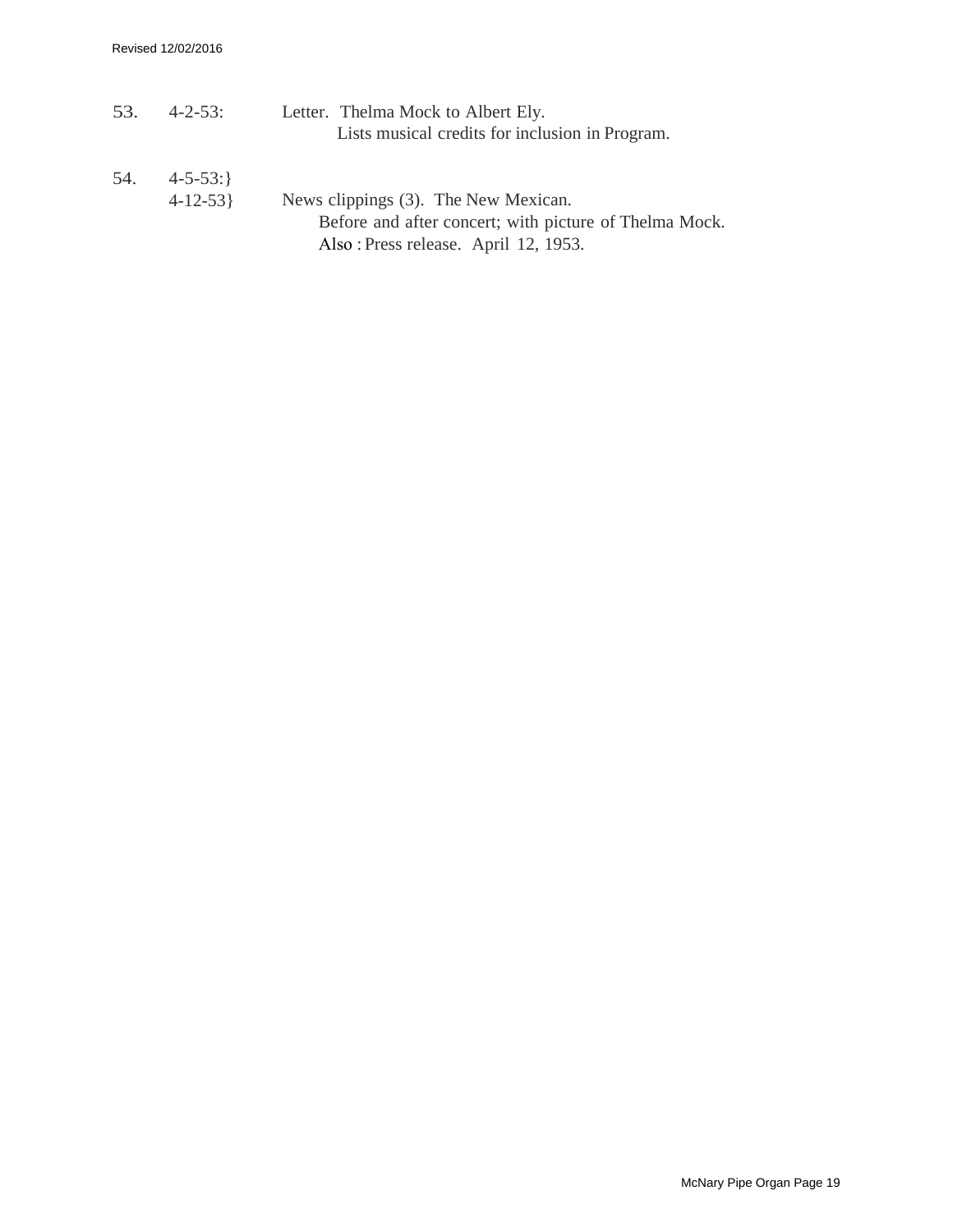53. 4-2-53: Letter. Thelma Mock to Albert Ely.
Lists musical credits for inclusion in Program.

54. 4-5-53:}
4-12-53} News clippings (3). The New Mexican.
Before and after concert; with picture of Thelma Mock.
Also : Press release. April 12, 1953.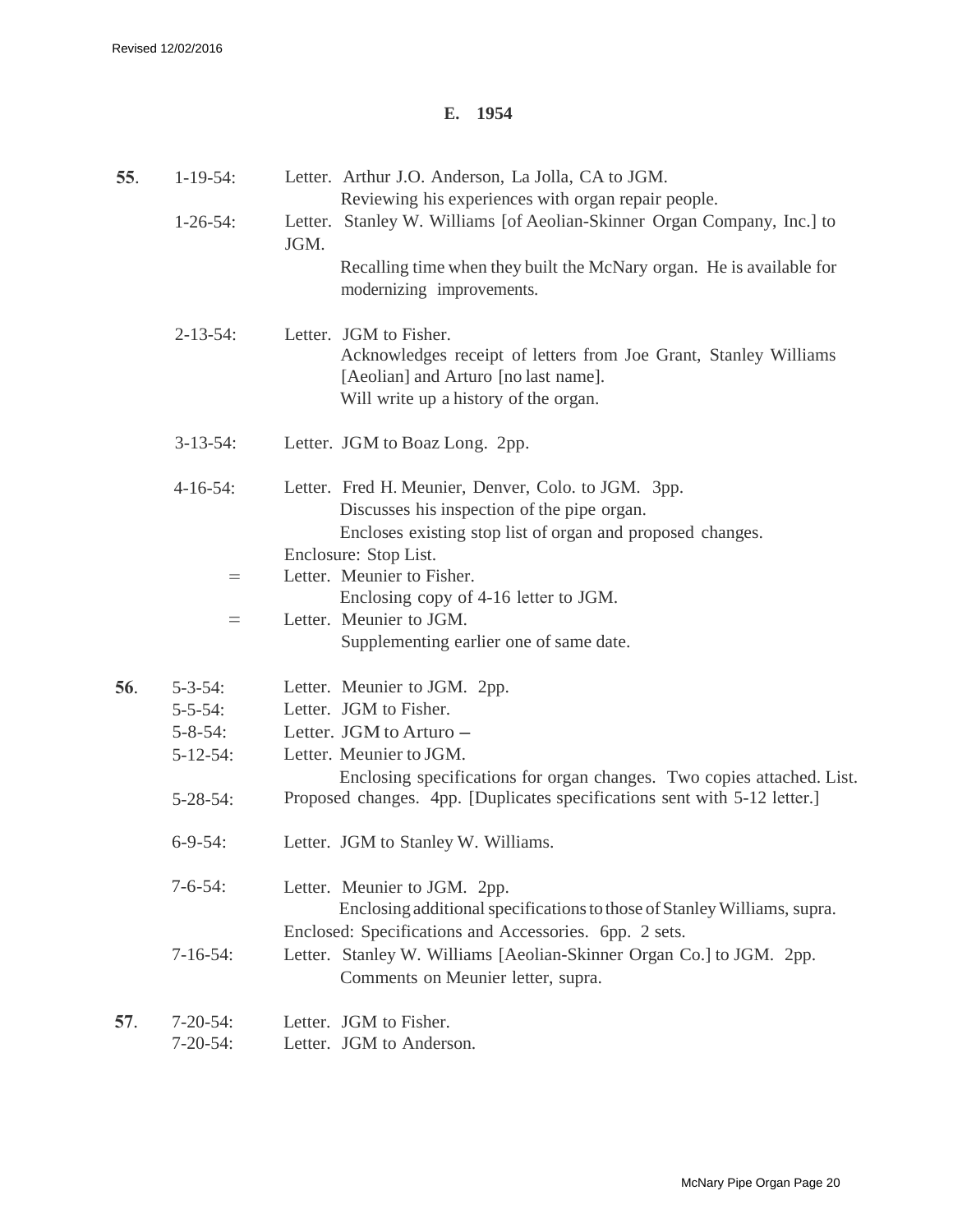## E. 1954

**55**. 1-19-54: Letter. Arthur J.O. Anderson, La Jolla, CA to JGM.
Reviewing his experiences with organ repair people.

1-26-54: Letter. Stanley W. Williams [of Aeolian-Skinner Organ Company, Inc.] to JGM.
Recalling time when they built the McNary organ. He is available for modernizing improvements.

2-13-54: Letter. JGM to Fisher.
Acknowledges receipt of letters from Joe Grant, Stanley Williams [Aeolian] and Arturo [no last name].
Will write up a history of the organ.

3-13-54: Letter. JGM to Boaz Long. 2pp.

4-16-54: Letter. Fred H. Meunier, Denver, Colo. to JGM. 3pp.
Discusses his inspection of the pipe organ.
Encloses existing stop list of organ and proposed changes.
Enclosure: Stop List.

= Letter. Meunier to Fisher.
Enclosing copy of 4-16 letter to JGM.

= Letter. Meunier to JGM.
Supplementing earlier one of same date.

**56**. 5-3-54: Letter. Meunier to JGM. 2pp.

5-5-54: Letter. JGM to Fisher.

5-8-54: Letter. JGM to Arturo –

5-12-54: Letter. Meunier to JGM.
Enclosing specifications for organ changes. Two copies attached. List.

5-28-54: Proposed changes. 4pp. [Duplicates specifications sent with 5-12 letter.]

6-9-54: Letter. JGM to Stanley W. Williams.

7-6-54: Letter. Meunier to JGM. 2pp.
Enclosing additional specifications to those of Stanley Williams, supra.
Enclosed: Specifications and Accessories. 6pp. 2 sets.

7-16-54: Letter. Stanley W. Williams [Aeolian-Skinner Organ Co.] to JGM. 2pp.
Comments on Meunier letter, supra.

**57**. 7-20-54: Letter. JGM to Fisher.

7-20-54: Letter. JGM to Anderson.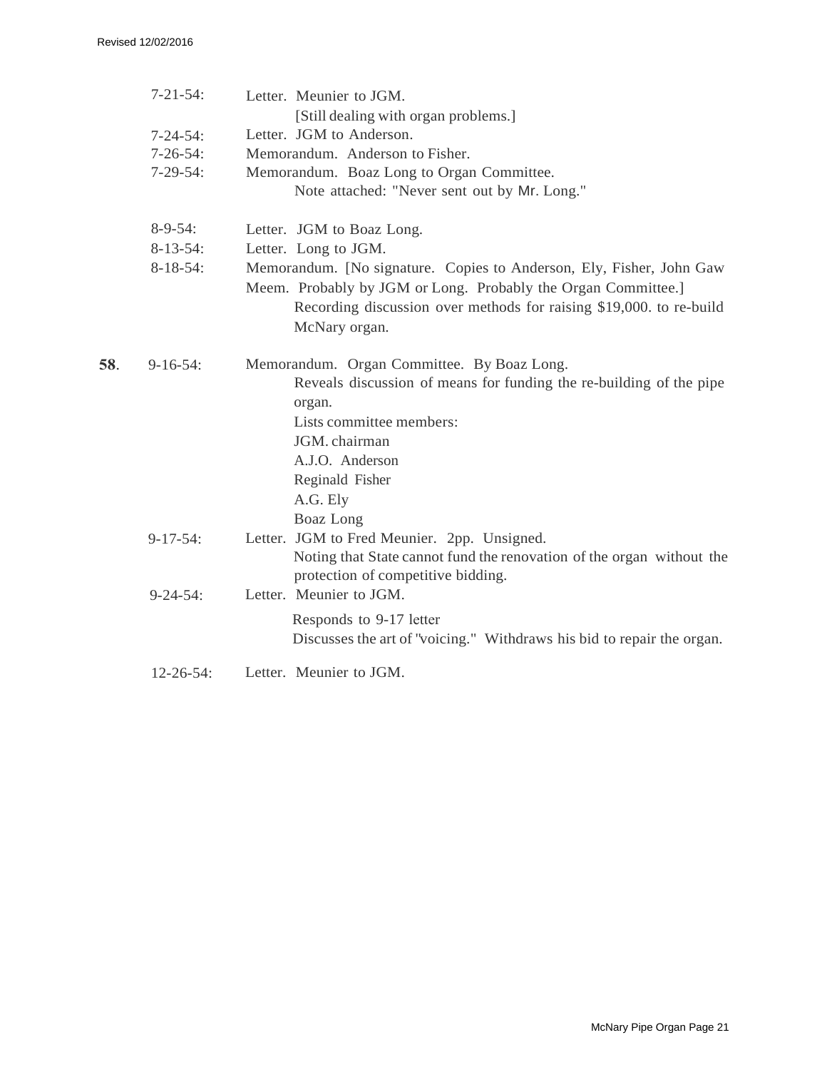7-21-54: Letter. Meunier to JGM.
[Still dealing with organ problems.]

7-24-54: Letter. JGM to Anderson.

7-26-54: Memorandum. Anderson to Fisher.

7-29-54: Memorandum. Boaz Long to Organ Committee.
Note attached: "Never sent out by Mr. Long."

8-9-54: Letter. JGM to Boaz Long.

8-13-54: Letter. Long to JGM.

8-18-54: Memorandum. [No signature. Copies to Anderson, Ely, Fisher, John Gaw Meem. Probably by JGM or Long. Probably the Organ Committee.]
Recording discussion over methods for raising $19,000. to re-build McNary organ.

**58**. 9-16-54: Memorandum. Organ Committee. By Boaz Long.
Reveals discussion of means for funding the re-building of the pipe organ.
Lists committee members:
JGM. chairman
A.J.O. Anderson
Reginald Fisher
A.G. Ely
Boaz Long

9-17-54: Letter. JGM to Fred Meunier. 2pp. Unsigned.
Noting that State cannot fund the renovation of the organ without the protection of competitive bidding.

9-24-54: Letter. Meunier to JGM.
Responds to 9-17 letter
Discusses the art of "voicing." Withdraws his bid to repair the organ.

12-26-54: Letter. Meunier to JGM.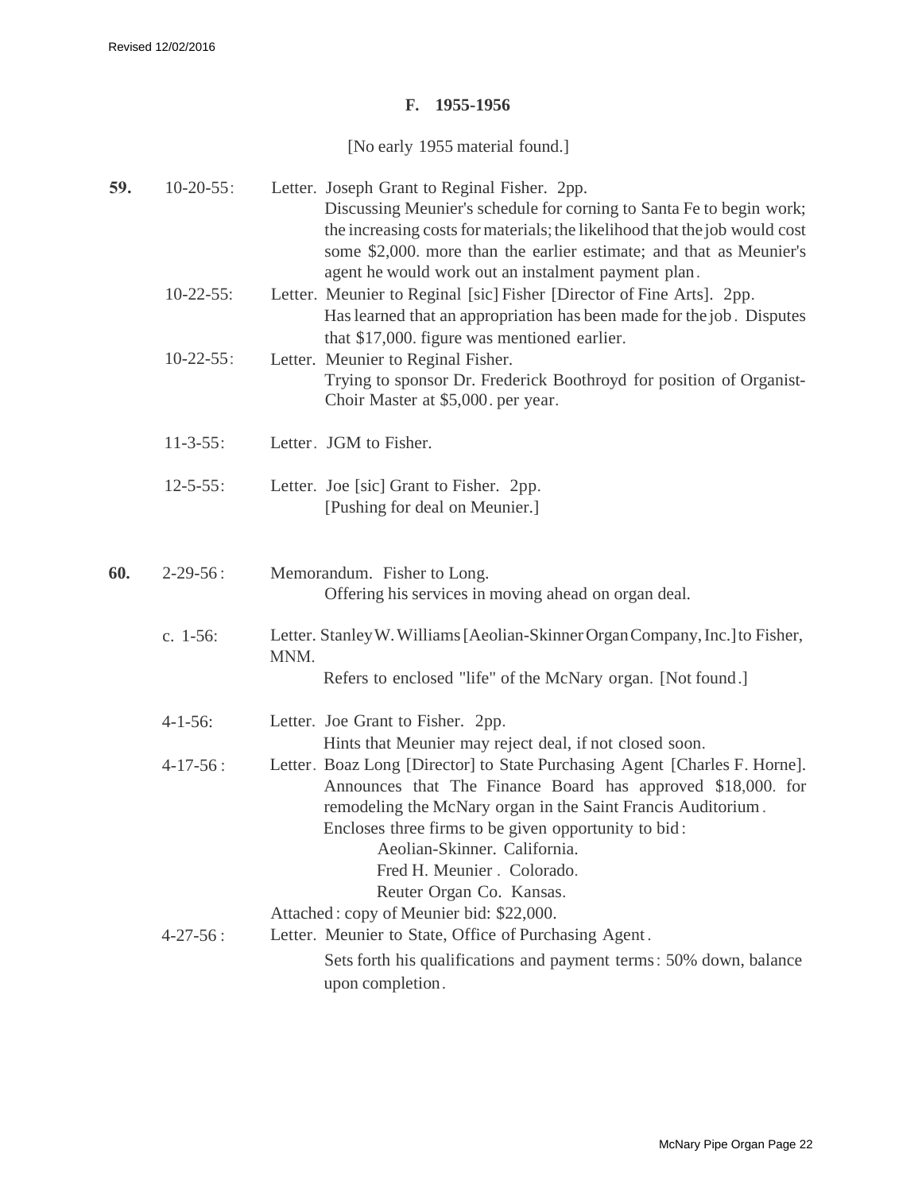### F. 1955-1956

[No early 1955 material found.]

**59.** 10-20-55: Letter. Joseph Grant to Reginal Fisher. 2pp.
Discussing Meunier's schedule for corning to Santa Fe to begin work; the increasing costs for materials; the likelihood that the job would cost some $2,000. more than the earlier estimate; and that as Meunier's agent he would work out an instalment payment plan.

10-22-55: Letter. Meunier to Reginal [sic] Fisher [Director of Fine Arts]. 2pp.
Has learned that an appropriation has been made for the job. Disputes that $17,000. figure was mentioned earlier.

10-22-55: Letter. Meunier to Reginal Fisher.
Trying to sponsor Dr. Frederick Boothroyd for position of Organist-Choir Master at $5,000. per year.

11-3-55: Letter. JGM to Fisher.

12-5-55: Letter. Joe [sic] Grant to Fisher. 2pp.
[Pushing for deal on Meunier.]

**60.** 2-29-56: Memorandum. Fisher to Long.
Offering his services in moving ahead on organ deal.

c. 1-56: Letter. Stanley W. Williams [Aeolian-Skinner Organ Company, Inc.] to Fisher, MNM.
Refers to enclosed "life" of the McNary organ. [Not found.]

4-1-56: Letter. Joe Grant to Fisher. 2pp.
Hints that Meunier may reject deal, if not closed soon.

4-17-56: Letter. Boaz Long [Director] to State Purchasing Agent [Charles F. Horne].
Announces that The Finance Board has approved $18,000. for remodeling the McNary organ in the Saint Francis Auditorium.
Encloses three firms to be given opportunity to bid:
Aeolian-Skinner. California.
Fred H. Meunier. Colorado.
Reuter Organ Co. Kansas.
Attached: copy of Meunier bid: $22,000.

4-27-56: Letter. Meunier to State, Office of Purchasing Agent.
Sets forth his qualifications and payment terms: 50% down, balance upon completion.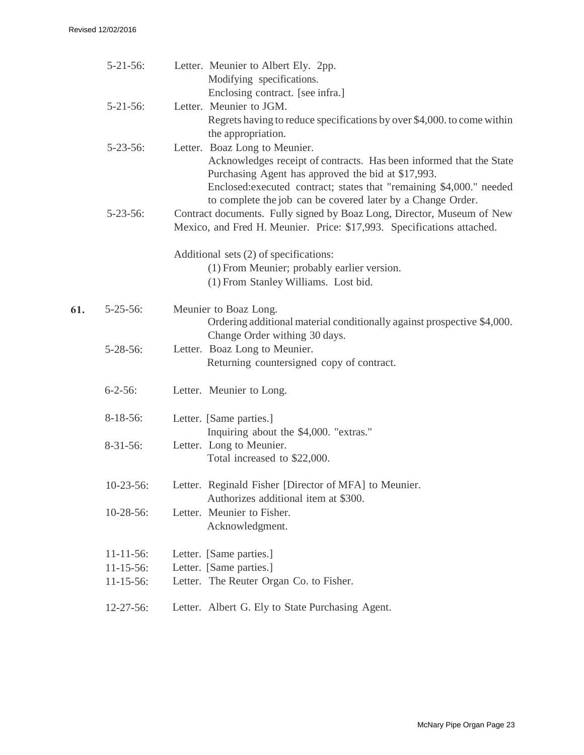5-21-56: Letter. Meunier to Albert Ely. 2pp.
Modifying specifications.
Enclosing contract. [see infra.]

5-21-56: Letter. Meunier to JGM.
Regrets having to reduce specifications by over $4,000. to come within the appropriation.

5-23-56: Letter. Boaz Long to Meunier.
Acknowledges receipt of contracts. Has been informed that the State Purchasing Agent has approved the bid at $17,993.
Enclosed:executed contract; states that "remaining $4,000." needed to complete the job can be covered later by a Change Order.

5-23-56: Contract documents. Fully signed by Boaz Long, Director, Museum of New Mexico, and Fred H. Meunier. Price: $17,993. Specifications attached.

Additional sets (2) of specifications:
(1) From Meunier; probably earlier version.
(1) From Stanley Williams. Lost bid.

**61.** 5-25-56: Meunier to Boaz Long.
Ordering additional material conditionally against prospective $4,000. Change Order withing 30 days.

5-28-56: Letter. Boaz Long to Meunier.
Returning countersigned copy of contract.

6-2-56: Letter. Meunier to Long.

8-18-56: Letter. [Same parties.]
Inquiring about the $4,000. "extras."

8-31-56: Letter. Long to Meunier.
Total increased to $22,000.

10-23-56: Letter. Reginald Fisher [Director of MFA] to Meunier.
Authorizes additional item at $300.

10-28-56: Letter. Meunier to Fisher.
Acknowledgment.

11-11-56: Letter. [Same parties.]

11-15-56: Letter. [Same parties.]

11-15-56: Letter. The Reuter Organ Co. to Fisher.

12-27-56: Letter. Albert G. Ely to State Purchasing Agent.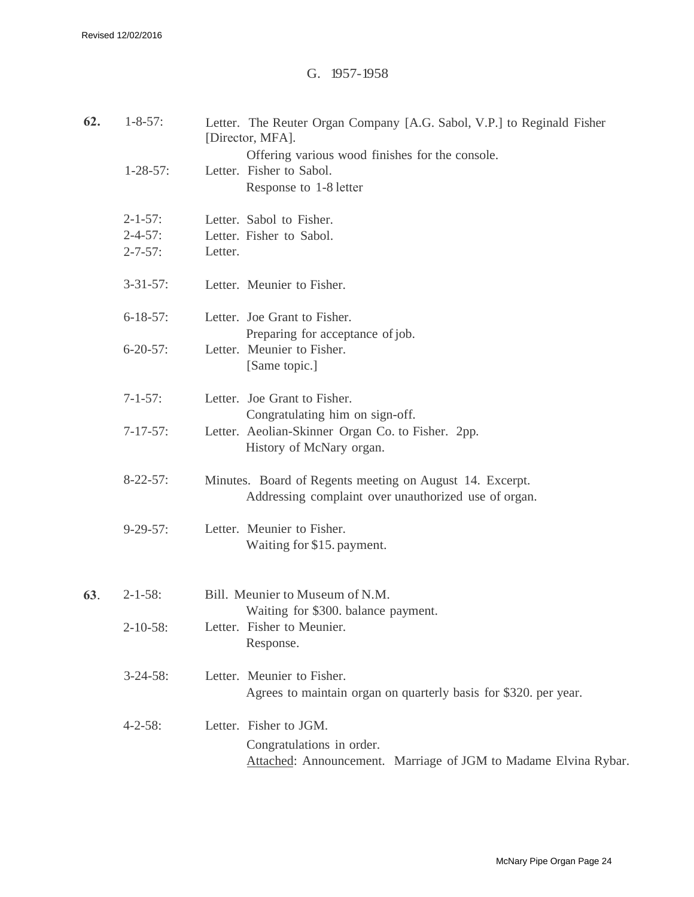## G. 1957-1958

**62.** 1-8-57: Letter. The Reuter Organ Company [A.G. Sabol, V.P.] to Reginald Fisher [Director, MFA].
Offering various wood finishes for the console.

1-28-57: Letter. Fisher to Sabol.
Response to 1-8 letter

2-1-57: Letter. Sabol to Fisher.

2-4-57: Letter. Fisher to Sabol.

2-7-57: Letter.

3-31-57: Letter. Meunier to Fisher.

6-18-57: Letter. Joe Grant to Fisher.
Preparing for acceptance of job.

6-20-57: Letter. Meunier to Fisher.
[Same topic.]

7-1-57: Letter. Joe Grant to Fisher.
Congratulating him on sign-off.

7-17-57: Letter. Aeolian-Skinner Organ Co. to Fisher. 2pp.
History of McNary organ.

8-22-57: Minutes. Board of Regents meeting on August 14. Excerpt.
Addressing complaint over unauthorized use of organ.

9-29-57: Letter. Meunier to Fisher.
Waiting for $15. payment.

**63.** 2-1-58: Bill. Meunier to Museum of N.M.
Waiting for $300. balance payment.

2-10-58: Letter. Fisher to Meunier.
Response.

3-24-58: Letter. Meunier to Fisher.
Agrees to maintain organ on quarterly basis for $320. per year.

4-2-58: Letter. Fisher to JGM.
Congratulations in order.
Attached: Announcement. Marriage of JGM to Madame Elvina Rybar.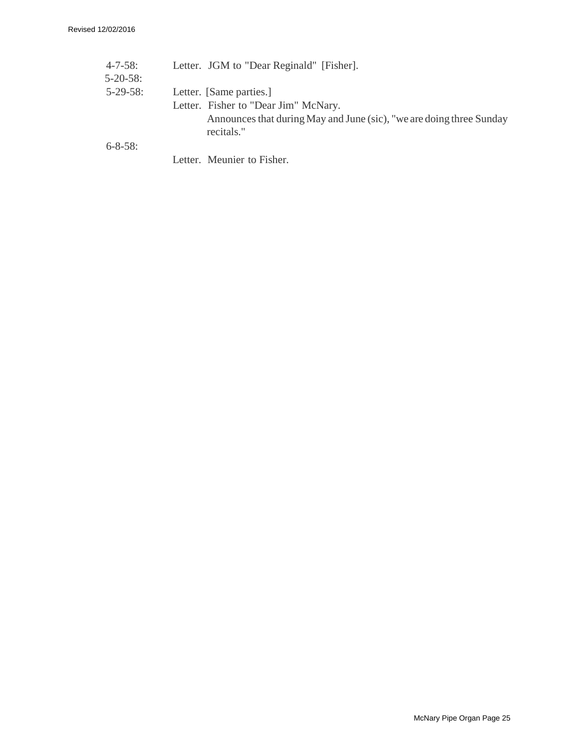4-7-58: Letter. JGM to "Dear Reginald" [Fisher].

5-20-58: Letter. [Same parties.]

5-29-58: Letter. Fisher to "Dear Jim" McNary.
Announces that during May and June (sic), "we are doing three Sunday recitals."

6-8-58: Letter. Meunier to Fisher.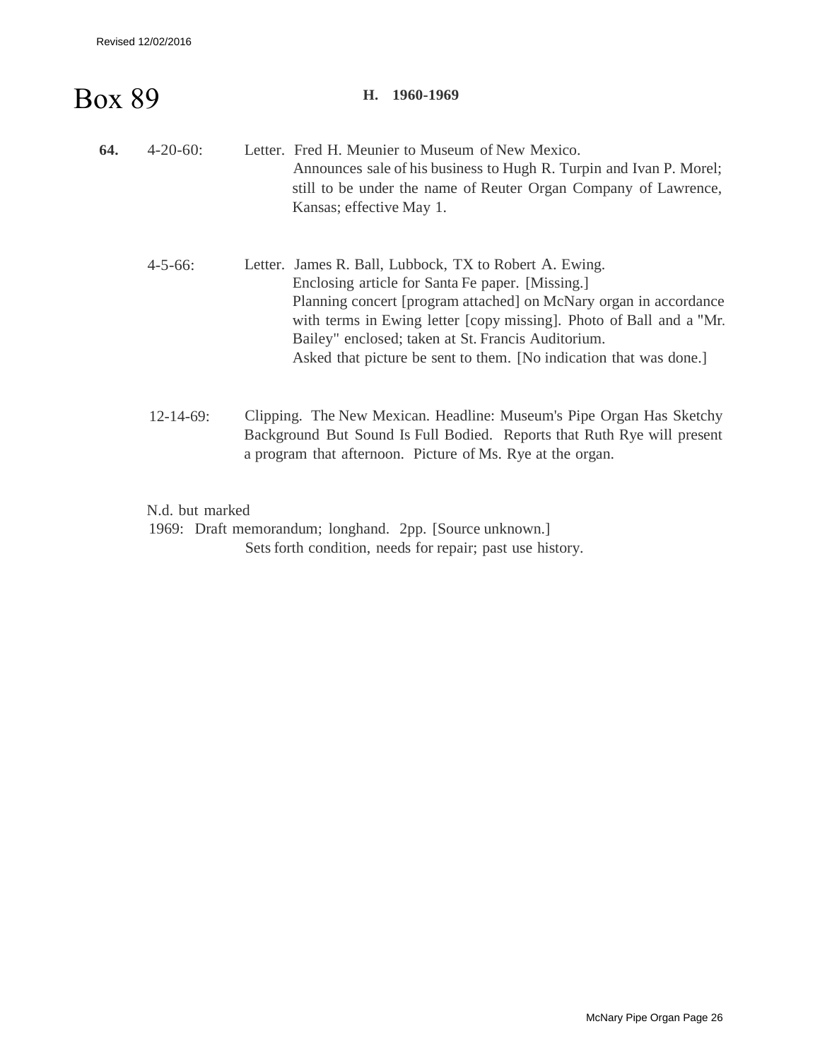# Box 89

**H. 1960-1969**

**64.** 4-20-60: Letter. Fred H. Meunier to Museum of New Mexico.
Announces sale of his business to Hugh R. Turpin and Ivan P. Morel; still to be under the name of Reuter Organ Company of Lawrence, Kansas; effective May 1.

4-5-66: Letter. James R. Ball, Lubbock, TX to Robert A. Ewing.
Enclosing article for Santa Fe paper. [Missing.]
Planning concert [program attached] on McNary organ in accordance with terms in Ewing letter [copy missing]. Photo of Ball and a "Mr. Bailey" enclosed; taken at St. Francis Auditorium.
Asked that picture be sent to them. [No indication that was done.]

12-14-69: Clipping. The New Mexican. Headline: Museum's Pipe Organ Has Sketchy Background But Sound Is Full Bodied. Reports that Ruth Rye will present a program that afternoon. Picture of Ms. Rye at the organ.

N.d. but marked
1969: Draft memorandum; longhand. 2pp. [Source unknown.]
Sets forth condition, needs for repair; past use history.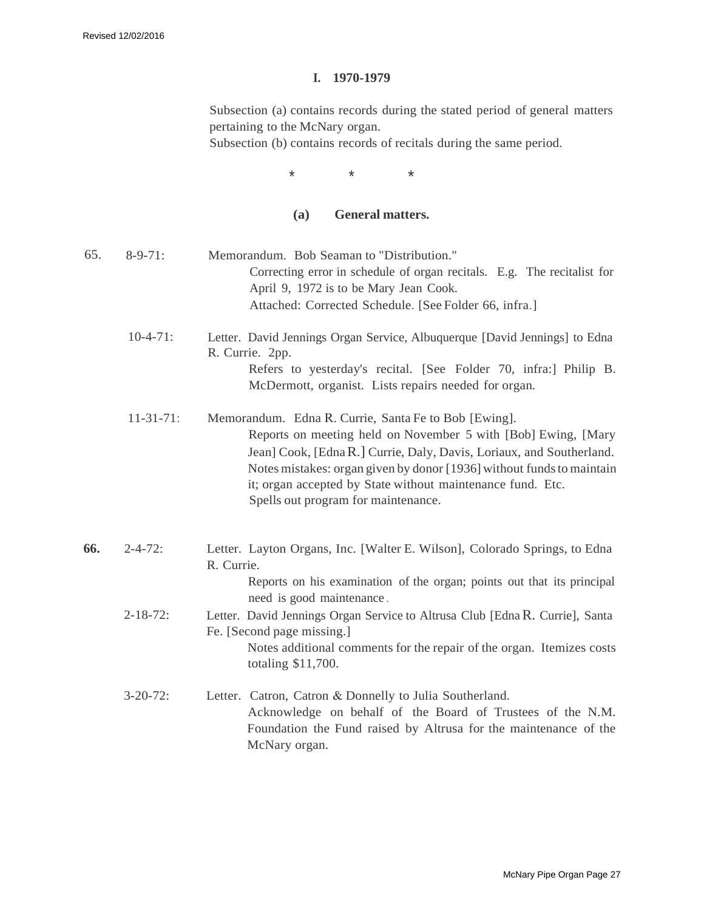## I. 1970-1979

Subsection (a) contains records during the stated period of general matters pertaining to the McNary organ.
Subsection (b) contains records of recitals during the same period.

\*   \*   \*

### (a) General matters.

65. 8-9-71: Memorandum. Bob Seaman to "Distribution."
    Correcting error in schedule of organ recitals. E.g. The recitalist for April 9, 1972 is to be Mary Jean Cook.
    Attached: Corrected Schedule. [See Folder 66, infra.]

    10-4-71: Letter. David Jennings Organ Service, Albuquerque [David Jennings] to Edna R. Currie. 2pp.
    Refers to yesterday's recital. [See Folder 70, infra:] Philip B. McDermott, organist. Lists repairs needed for organ.

    11-31-71: Memorandum. Edna R. Currie, Santa Fe to Bob [Ewing].
    Reports on meeting held on November 5 with [Bob] Ewing, [Mary Jean] Cook, [Edna R.] Currie, Daly, Davis, Loriaux, and Southerland.
    Notes mistakes: organ given by donor [1936] without funds to maintain it; organ accepted by State without maintenance fund. Etc.
    Spells out program for maintenance.

**66.** 2-4-72: Letter. Layton Organs, Inc. [Walter E. Wilson], Colorado Springs, to Edna R. Currie.
    Reports on his examination of the organ; points out that its principal need is good maintenance.

    2-18-72: Letter. David Jennings Organ Service to Altrusa Club [Edna R. Currie], Santa Fe. [Second page missing.]
    Notes additional comments for the repair of the organ. Itemizes costs totaling $11,700.

    3-20-72: Letter. Catron, Catron & Donnelly to Julia Southerland.
    Acknowledge on behalf of the Board of Trustees of the N.M. Foundation the Fund raised by Altrusa for the maintenance of the McNary organ.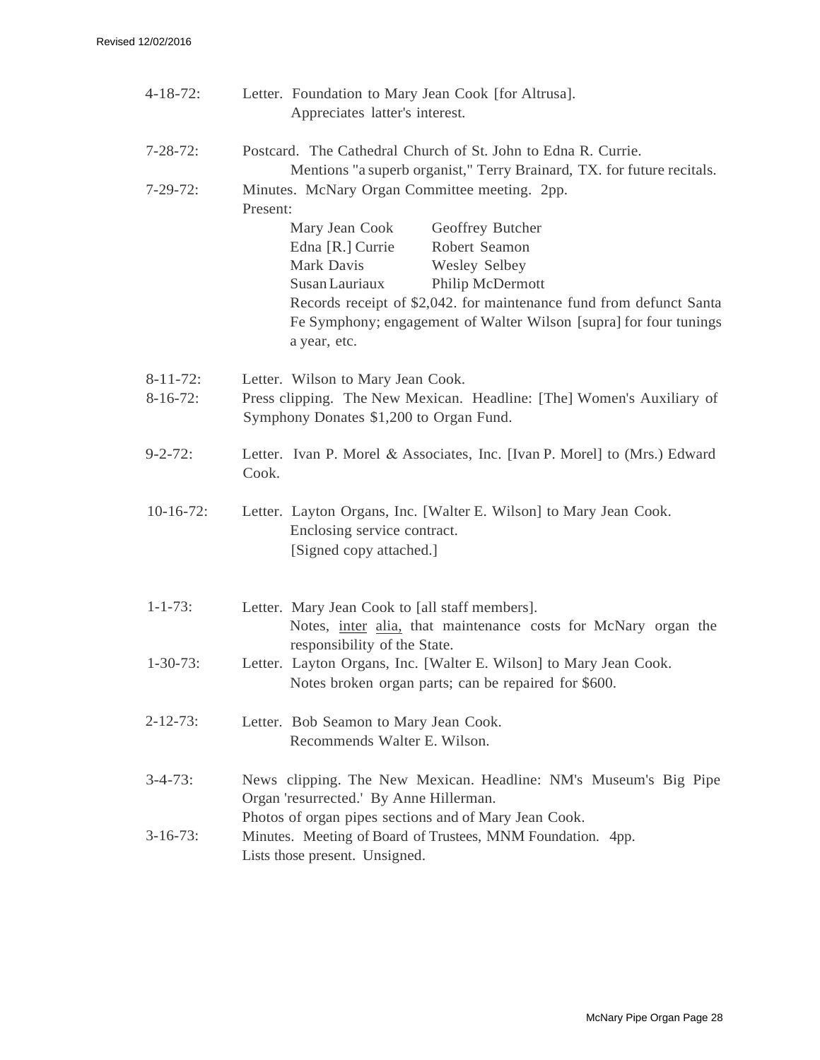4-18-72: Letter. Foundation to Mary Jean Cook [for Altrusa].
Appreciates latter's interest.

7-28-72: Postcard. The Cathedral Church of St. John to Edna R. Currie.
Mentions "a superb organist," Terry Brainard, TX. for future recitals.

7-29-72: Minutes. McNary Organ Committee meeting. 2pp.
Present:

| | |
|---|---|
| Mary Jean Cook | Geoffrey Butcher |
| Edna [R.] Currie | Robert Seamon |
| Mark Davis | Wesley Selbey |
| Susan Lauriaux | Philip McDermott |

Records receipt of $2,042. for maintenance fund from defunct Santa Fe Symphony; engagement of Walter Wilson [supra] for four tunings a year, etc.

8-11-72: Letter. Wilson to Mary Jean Cook.

8-16-72: Press clipping. The New Mexican. Headline: [The] Women's Auxiliary of Symphony Donates $1,200 to Organ Fund.

9-2-72: Letter. Ivan P. Morel & Associates, Inc. [Ivan P. Morel] to (Mrs.) Edward Cook.

10-16-72: Letter. Layton Organs, Inc. [Walter E. Wilson] to Mary Jean Cook.
Enclosing service contract.
[Signed copy attached.]

1-1-73: Letter. Mary Jean Cook to [all staff members].
Notes, <u>inter</u> <u>alia,</u> that maintenance costs for McNary organ the responsibility of the State.

1-30-73: Letter. Layton Organs, Inc. [Walter E. Wilson] to Mary Jean Cook.
Notes broken organ parts; can be repaired for $600.

2-12-73: Letter. Bob Seamon to Mary Jean Cook.
Recommends Walter E. Wilson.

3-4-73: News clipping. The New Mexican. Headline: NM's Museum's Big Pipe Organ 'resurrected.' By Anne Hillerman.
Photos of organ pipes sections and of Mary Jean Cook.

3-16-73: Minutes. Meeting of Board of Trustees, MNM Foundation. 4pp.
Lists those present. Unsigned.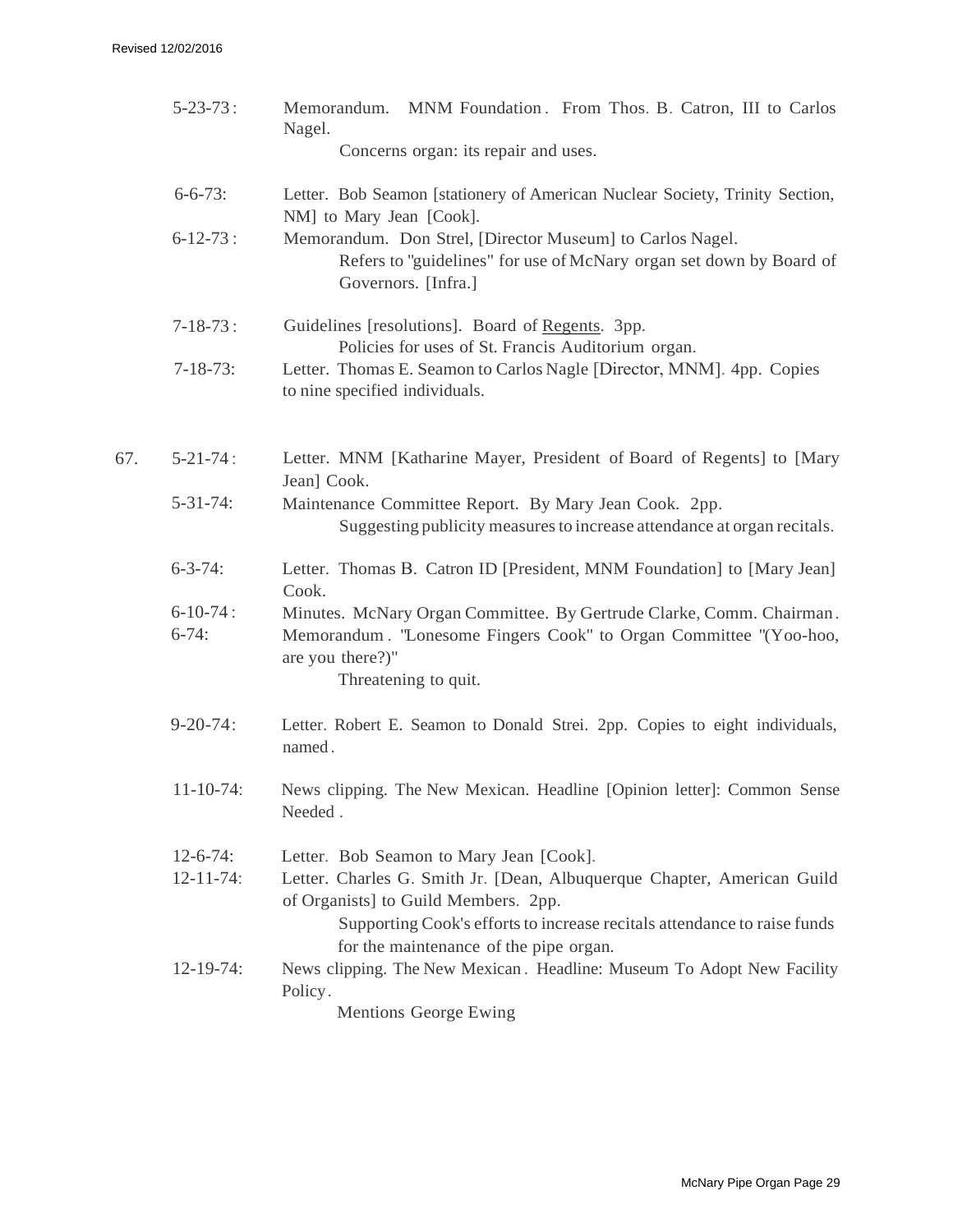5-23-73: Memorandum. MNM Foundation. From Thos. B. Catron, III to Carlos Nagel.
Concerns organ: its repair and uses.

6-6-73: Letter. Bob Seamon [stationery of American Nuclear Society, Trinity Section, NM] to Mary Jean [Cook].

6-12-73: Memorandum. Don Strel, [Director Museum] to Carlos Nagel.
Refers to "guidelines" for use of McNary organ set down by Board of Governors. [Infra.]

7-18-73: Guidelines [resolutions]. Board of <u>Regents</u>. 3pp.
Policies for uses of St. Francis Auditorium organ.

7-18-73: Letter. Thomas E. Seamon to Carlos Nagle [Director, MNM]. 4pp. Copies to nine specified individuals.

67. 5-21-74: Letter. MNM [Katharine Mayer, President of Board of Regents] to [Mary Jean] Cook.

5-31-74: Maintenance Committee Report. By Mary Jean Cook. 2pp.
Suggesting publicity measures to increase attendance at organ recitals.

6-3-74: Letter. Thomas B. Catron ID [President, MNM Foundation] to [Mary Jean] Cook.

6-10-74: Minutes. McNary Organ Committee. By Gertrude Clarke, Comm. Chairman.

6-74: Memorandum. "Lonesome Fingers Cook" to Organ Committee "(Yoo-hoo, are you there?)"
Threatening to quit.

9-20-74: Letter. Robert E. Seamon to Donald Strei. 2pp. Copies to eight individuals, named.

11-10-74: News clipping. The New Mexican. Headline [Opinion letter]: Common Sense Needed.

12-6-74: Letter. Bob Seamon to Mary Jean [Cook].

12-11-74: Letter. Charles G. Smith Jr. [Dean, Albuquerque Chapter, American Guild of Organists] to Guild Members. 2pp.
Supporting Cook's efforts to increase recitals attendance to raise funds for the maintenance of the pipe organ.

12-19-74: News clipping. The New Mexican. Headline: Museum To Adopt New Facility Policy.
Mentions George Ewing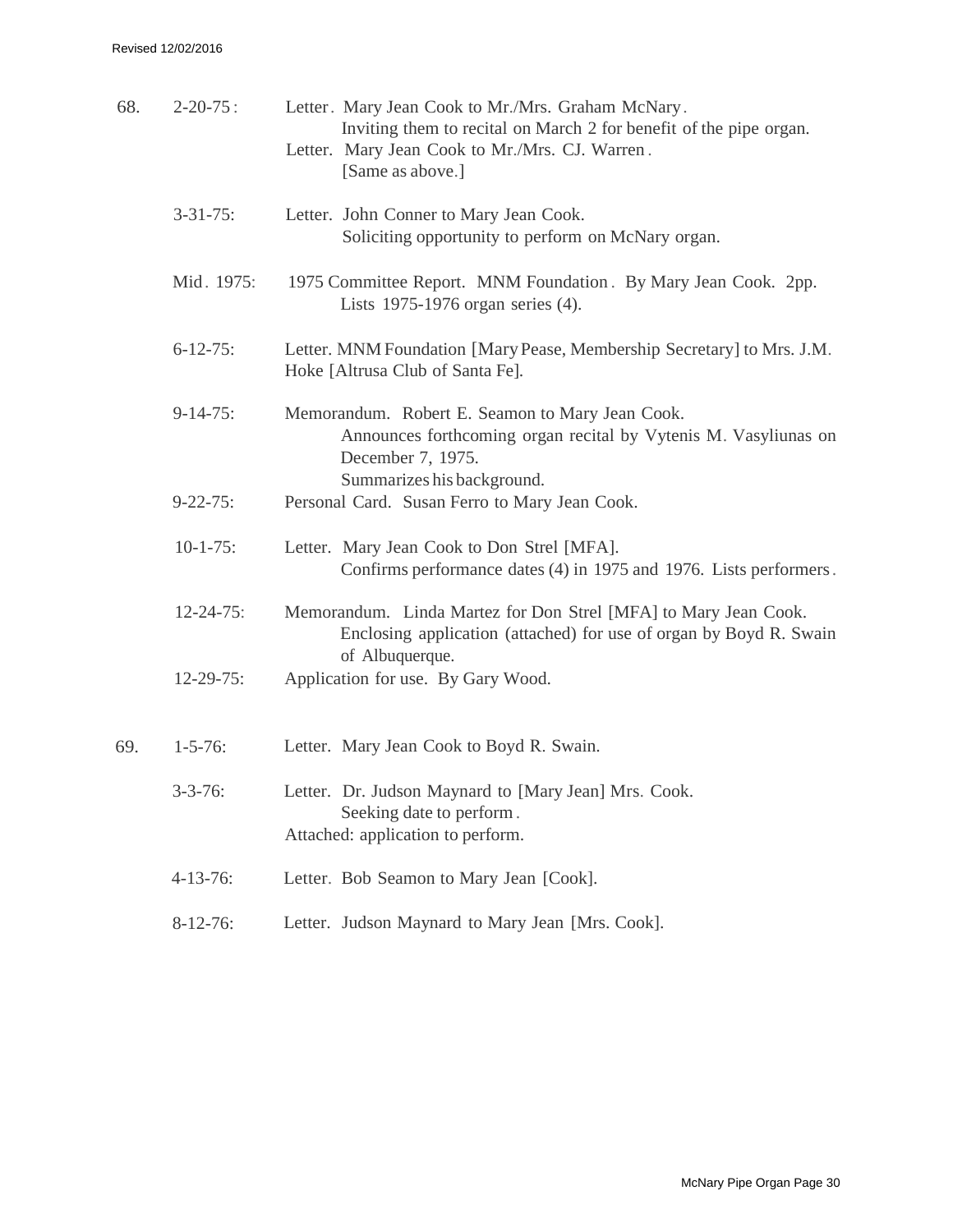68. 2-20-75: Letter. Mary Jean Cook to Mr./Mrs. Graham McNary.
Inviting them to recital on March 2 for benefit of the pipe organ.
Letter. Mary Jean Cook to Mr./Mrs. CJ. Warren.
[Same as above.]

3-31-75: Letter. John Conner to Mary Jean Cook.
Soliciting opportunity to perform on McNary organ.

Mid. 1975: 1975 Committee Report. MNM Foundation. By Mary Jean Cook. 2pp.
Lists 1975-1976 organ series (4).

6-12-75: Letter. MNM Foundation [Mary Pease, Membership Secretary] to Mrs. J.M. Hoke [Altrusa Club of Santa Fe].

9-14-75: Memorandum. Robert E. Seamon to Mary Jean Cook.
Announces forthcoming organ recital by Vytenis M. Vasyliunas on December 7, 1975.
Summarizes his background.

9-22-75: Personal Card. Susan Ferro to Mary Jean Cook.

10-1-75: Letter. Mary Jean Cook to Don Strel [MFA].
Confirms performance dates (4) in 1975 and 1976. Lists performers.

12-24-75: Memorandum. Linda Martez for Don Strel [MFA] to Mary Jean Cook.
Enclosing application (attached) for use of organ by Boyd R. Swain of Albuquerque.

12-29-75: Application for use. By Gary Wood.

69. 1-5-76: Letter. Mary Jean Cook to Boyd R. Swain.

3-3-76: Letter. Dr. Judson Maynard to [Mary Jean] Mrs. Cook.
Seeking date to perform.
Attached: application to perform.

4-13-76: Letter. Bob Seamon to Mary Jean [Cook].

8-12-76: Letter. Judson Maynard to Mary Jean [Mrs. Cook].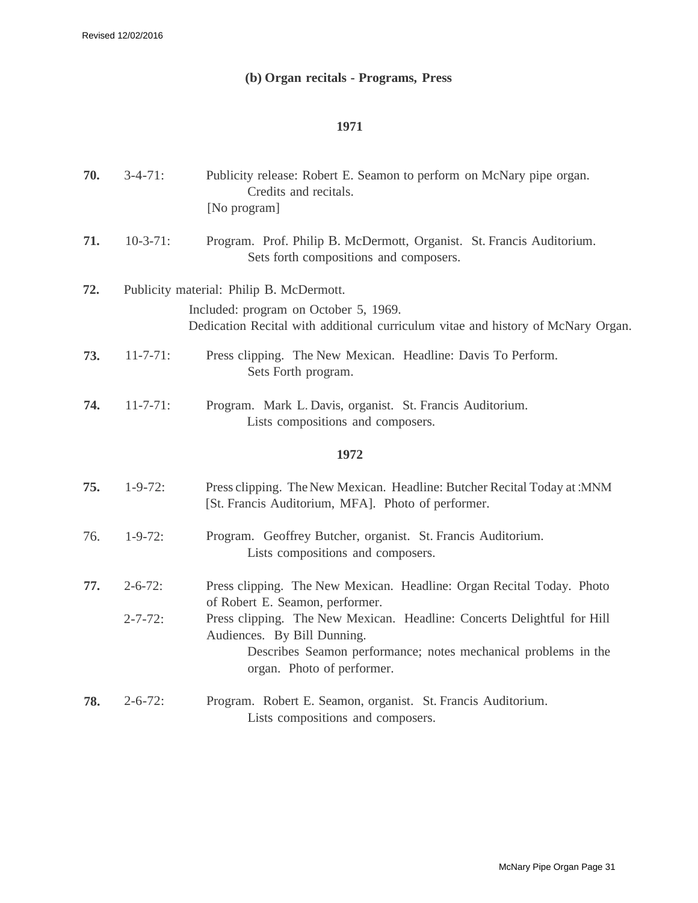Revised 12/02/2016

## (b) Organ recitals - Programs, Press

### 1971

**70.** 3-4-71: Publicity release: Robert E. Seamon to perform on McNary pipe organ.
Credits and recitals.
[No program]

**71.** 10-3-71: Program. Prof. Philip B. McDermott, Organist. St. Francis Auditorium.
Sets forth compositions and composers.

**72.** Publicity material: Philip B. McDermott.
Included: program on October 5, 1969.
Dedication Recital with additional curriculum vitae and history of McNary Organ.

**73.** 11-7-71: Press clipping. The New Mexican. Headline: Davis To Perform.
Sets Forth program.

**74.** 11-7-71: Program. Mark L. Davis, organist. St. Francis Auditorium.
Lists compositions and composers.

### 1972

**75.** 1-9-72: Press clipping. The New Mexican. Headline: Butcher Recital Today at :MNM [St. Francis Auditorium, MFA]. Photo of performer.

76. 1-9-72: Program. Geoffrey Butcher, organist. St. Francis Auditorium.
Lists compositions and composers.

**77.** 2-6-72: Press clipping. The New Mexican. Headline: Organ Recital Today. Photo of Robert E. Seamon, performer.
2-7-72: Press clipping. The New Mexican. Headline: Concerts Delightful for Hill Audiences. By Bill Dunning.
Describes Seamon performance; notes mechanical problems in the organ. Photo of performer.

**78.** 2-6-72: Program. Robert E. Seamon, organist. St. Francis Auditorium.
Lists compositions and composers.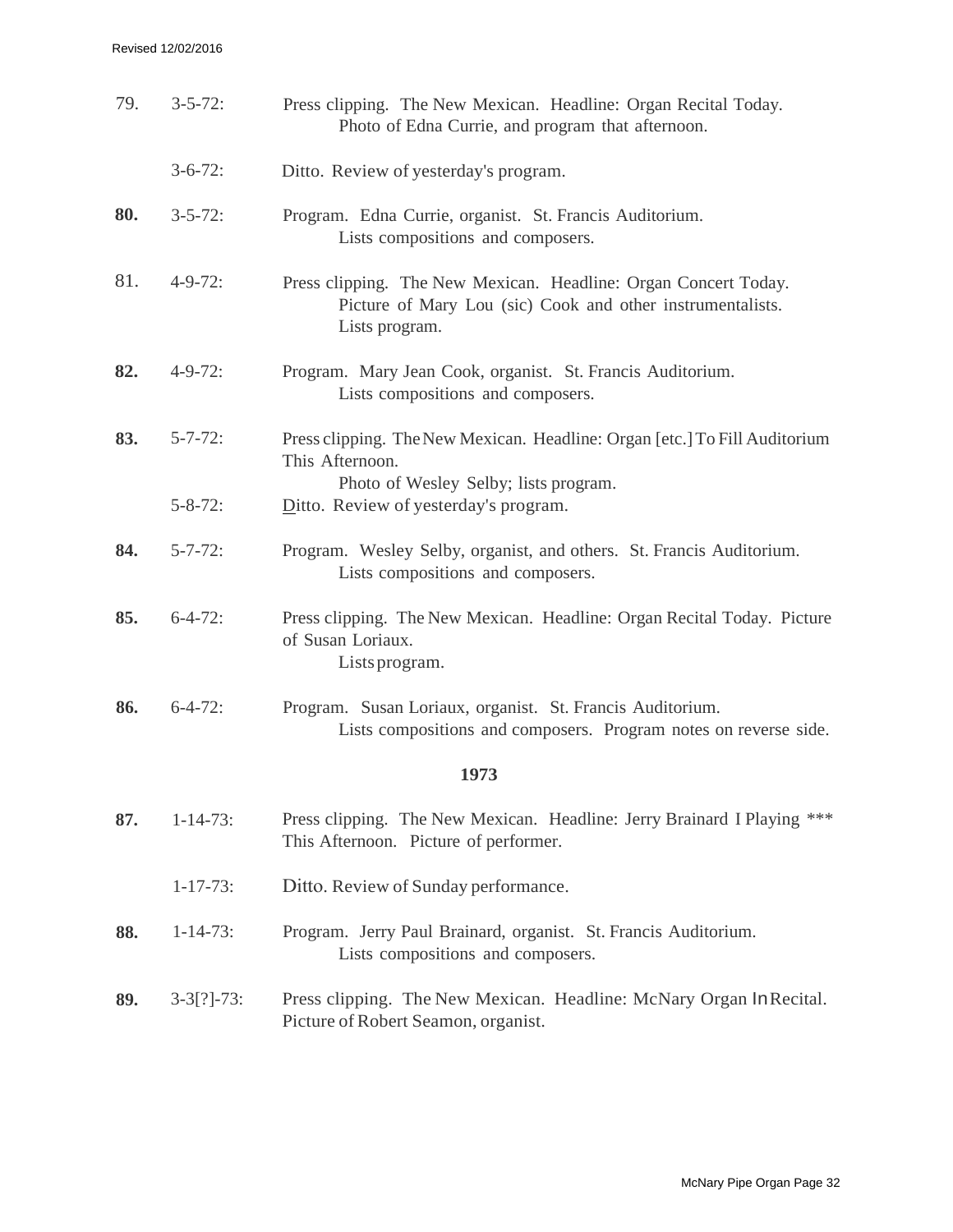Revised 12/02/2016

79. 3-5-72: Press clipping. The New Mexican. Headline: Organ Recital Today.
Photo of Edna Currie, and program that afternoon.

3-6-72: Ditto. Review of yesterday's program.

**80.** 3-5-72: Program. Edna Currie, organist. St. Francis Auditorium.
Lists compositions and composers.

81. 4-9-72: Press clipping. The New Mexican. Headline: Organ Concert Today.
Picture of Mary Lou (sic) Cook and other instrumentalists.
Lists program.

**82.** 4-9-72: Program. Mary Jean Cook, organist. St. Francis Auditorium.
Lists compositions and composers.

**83.** 5-7-72: Press clipping. The New Mexican. Headline: Organ [etc.] To Fill Auditorium This Afternoon.
Photo of Wesley Selby; lists program.

5-8-72: Ditto. Review of yesterday's program.

**84.** 5-7-72: Program. Wesley Selby, organist, and others. St. Francis Auditorium.
Lists compositions and composers.

**85.** 6-4-72: Press clipping. The New Mexican. Headline: Organ Recital Today. Picture of Susan Loriaux.
Lists program.

**86.** 6-4-72: Program. Susan Loriaux, organist. St. Francis Auditorium.
Lists compositions and composers. Program notes on reverse side.

## 1973

**87.** 1-14-73: Press clipping. The New Mexican. Headline: Jerry Brainard I Playing *** This Afternoon. Picture of performer.

1-17-73: Ditto. Review of Sunday performance.

**88.** 1-14-73: Program. Jerry Paul Brainard, organist. St. Francis Auditorium.
Lists compositions and composers.

**89.** 3-3[?]-73: Press clipping. The New Mexican. Headline: McNary Organ In Recital.
Picture of Robert Seamon, organist.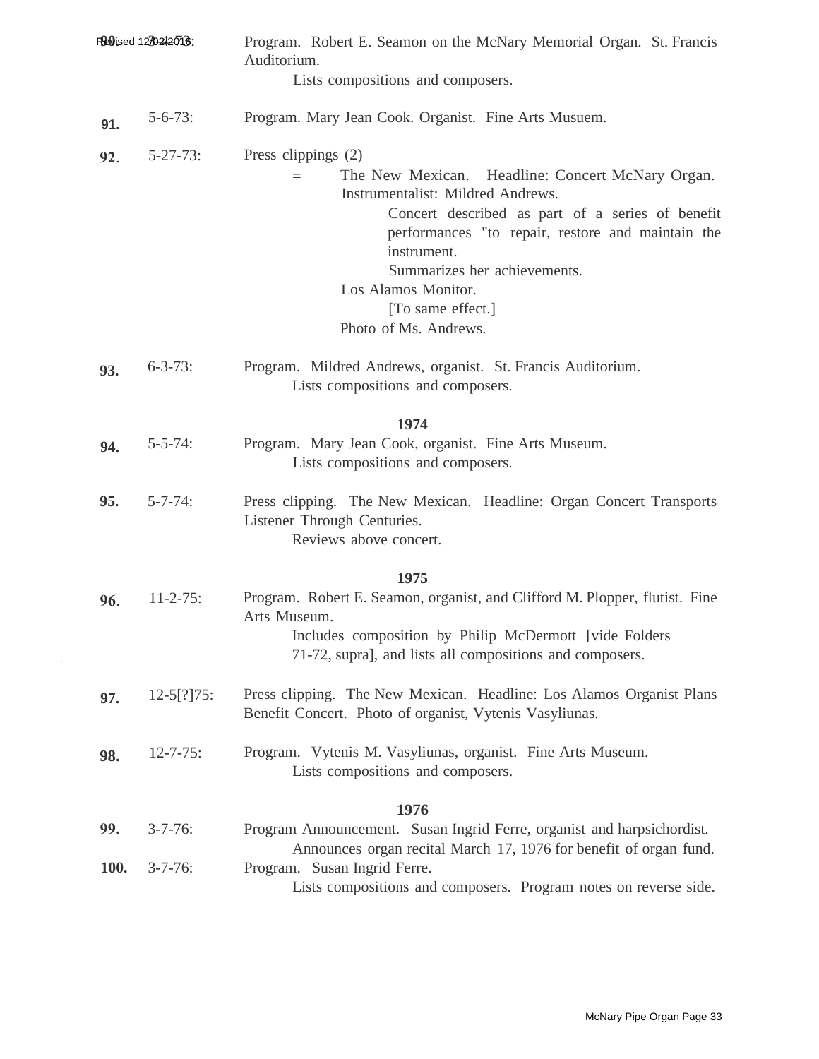**90.** 3-?-73: Program. Robert E. Seamon on the McNary Memorial Organ. St. Francis Auditorium.
Lists compositions and composers.

**91.** 5-6-73: Program. Mary Jean Cook. Organist. Fine Arts Musuem.

**92.** 5-27-73: Press clippings (2)
= The New Mexican. Headline: Concert McNary Organ. Instrumentalist: Mildred Andrews.
Concert described as part of a series of benefit performances "to repair, restore and maintain the instrument.
Summarizes her achievements.
Los Alamos Monitor.
[To same effect.]
Photo of Ms. Andrews.

**93.** 6-3-73: Program. Mildred Andrews, organist. St. Francis Auditorium.
Lists compositions and composers.

**1974**

**94.** 5-5-74: Program. Mary Jean Cook, organist. Fine Arts Museum.
Lists compositions and composers.

**95.** 5-7-74: Press clipping. The New Mexican. Headline: Organ Concert Transports Listener Through Centuries.
Reviews above concert.

**1975**

**96.** 11-2-75: Program. Robert E. Seamon, organist, and Clifford M. Plopper, flutist. Fine Arts Museum.
Includes composition by Philip McDermott [vide Folders 71-72, supra], and lists all compositions and composers.

**97.** 12-5[?]75: Press clipping. The New Mexican. Headline: Los Alamos Organist Plans Benefit Concert. Photo of organist, Vytenis Vasyliunas.

**98.** 12-7-75: Program. Vytenis M. Vasyliunas, organist. Fine Arts Museum.
Lists compositions and composers.

**1976**

**99.** 3-7-76: Program Announcement. Susan Ingrid Ferre, organist and harpsichordist.
Announces organ recital March 17, 1976 for benefit of organ fund.

**100.** 3-7-76: Program. Susan Ingrid Ferre.
Lists compositions and composers. Program notes on reverse side.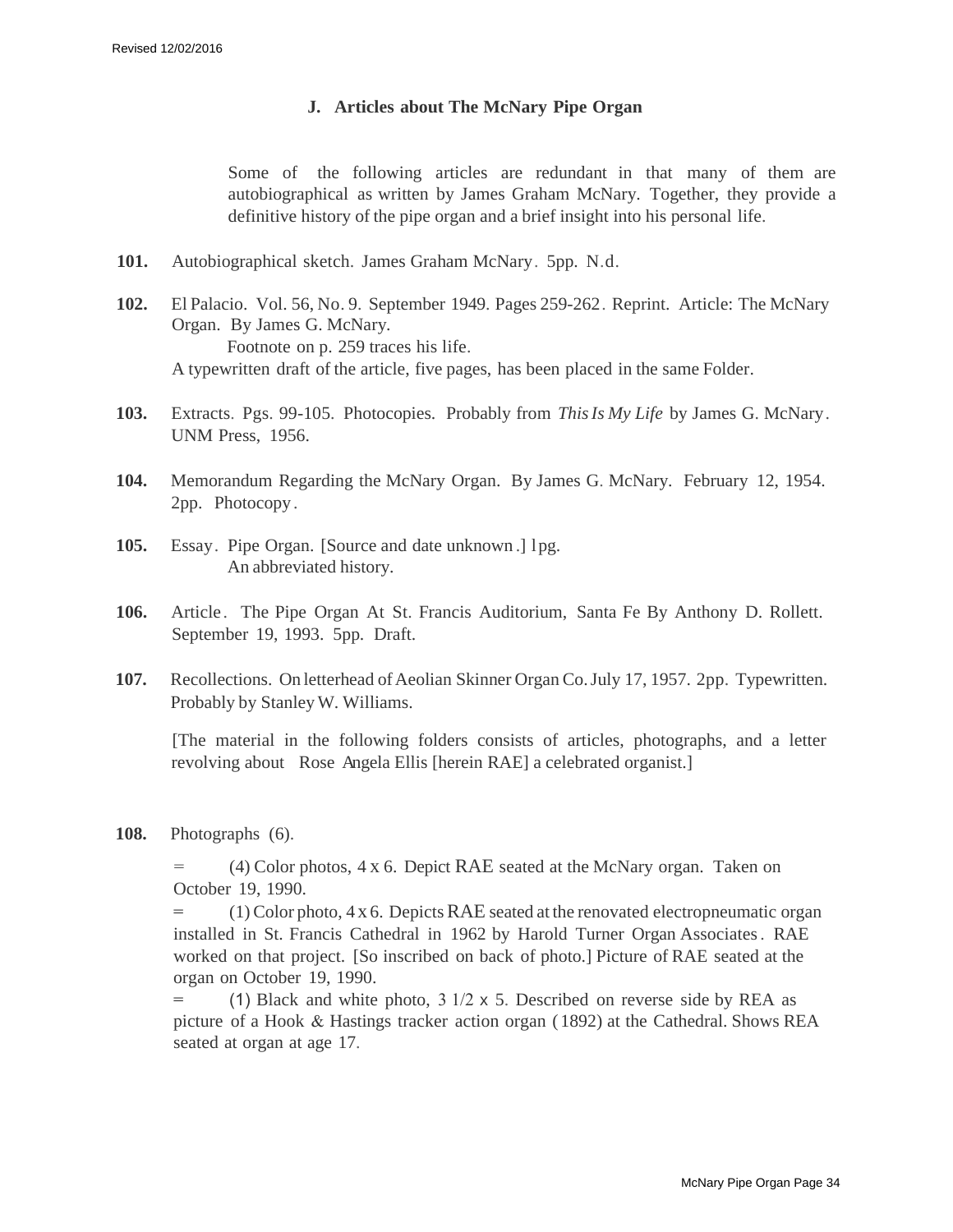### J. Articles about The McNary Pipe Organ

Some of the following articles are redundant in that many of them are autobiographical as written by James Graham McNary. Together, they provide a definitive history of the pipe organ and a brief insight into his personal life.

**101.** Autobiographical sketch. James Graham McNary. 5pp. N.d.

**102.** El Palacio. Vol. 56, No. 9. September 1949. Pages 259-262. Reprint. Article: The McNary Organ. By James G. McNary.
Footnote on p. 259 traces his life.
A typewritten draft of the article, five pages, has been placed in the same Folder.

**103.** Extracts. Pgs. 99-105. Photocopies. Probably from *This Is My Life* by James G. McNary. UNM Press, 1956.

**104.** Memorandum Regarding the McNary Organ. By James G. McNary. February 12, 1954. 2pp. Photocopy.

**105.** Essay. Pipe Organ. [Source and date unknown.] 1pg.
An abbreviated history.

**106.** Article. The Pipe Organ At St. Francis Auditorium, Santa Fe By Anthony D. Rollett. September 19, 1993. 5pp. Draft.

**107.** Recollections. On letterhead of Aeolian Skinner Organ Co. July 17, 1957. 2pp. Typewritten. Probably by Stanley W. Williams.

[The material in the following folders consists of articles, photographs, and a letter revolving about Rose Angela Ellis [herein RAE] a celebrated organist.]

**108.** Photographs (6).

= (4) Color photos, 4 x 6. Depict RAE seated at the McNary organ. Taken on October 19, 1990.

= (1) Color photo, 4 x 6. Depicts RAE seated at the renovated electropneumatic organ installed in St. Francis Cathedral in 1962 by Harold Turner Organ Associates. RAE worked on that project. [So inscribed on back of photo.] Picture of RAE seated at the organ on October 19, 1990.

= (1) Black and white photo, 3 1/2 x 5. Described on reverse side by REA as picture of a Hook & Hastings tracker action organ (1892) at the Cathedral. Shows REA seated at organ at age 17.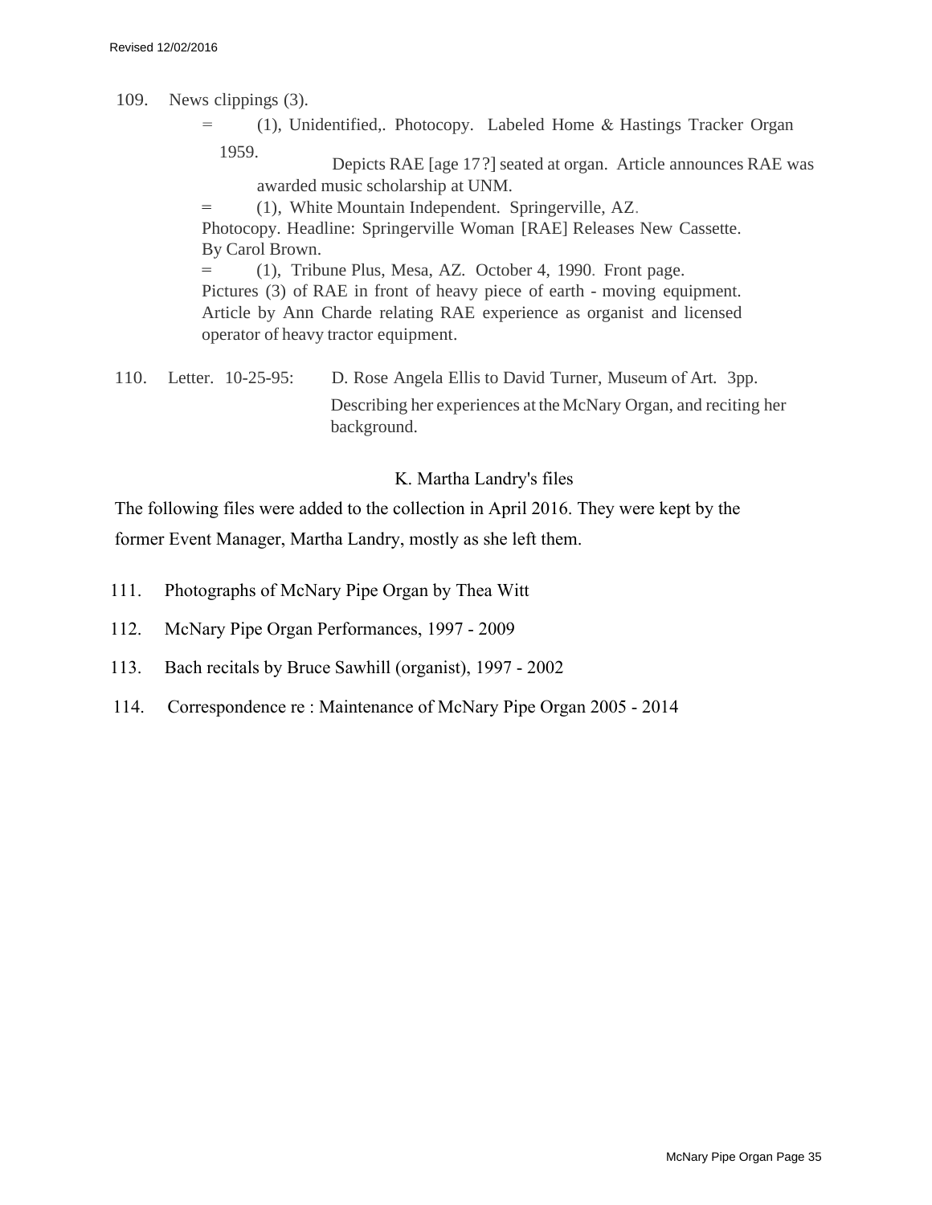109. News clippings (3).

= (1), Unidentified,. Photocopy. Labeled Home & Hastings Tracker Organ 1959. Depicts RAE [age 17?] seated at organ. Article announces RAE was awarded music scholarship at UNM.

= (1), White Mountain Independent. Springerville, AZ. Photocopy. Headline: Springerville Woman [RAE] Releases New Cassette. By Carol Brown.

= (1), Tribune Plus, Mesa, AZ. October 4, 1990. Front page. Pictures (3) of RAE in front of heavy piece of earth - moving equipment. Article by Ann Charde relating RAE experience as organist and licensed operator of heavy tractor equipment.

110. Letter. 10-25-95: D. Rose Angela Ellis to David Turner, Museum of Art. 3pp. Describing her experiences at the McNary Organ, and reciting her background.

## K. Martha Landry's files

The following files were added to the collection in April 2016. They were kept by the former Event Manager, Martha Landry, mostly as she left them.

111. Photographs of McNary Pipe Organ by Thea Witt

112. McNary Pipe Organ Performances, 1997 - 2009

113. Bach recitals by Bruce Sawhill (organist), 1997 - 2002

114. Correspondence re : Maintenance of McNary Pipe Organ 2005 - 2014